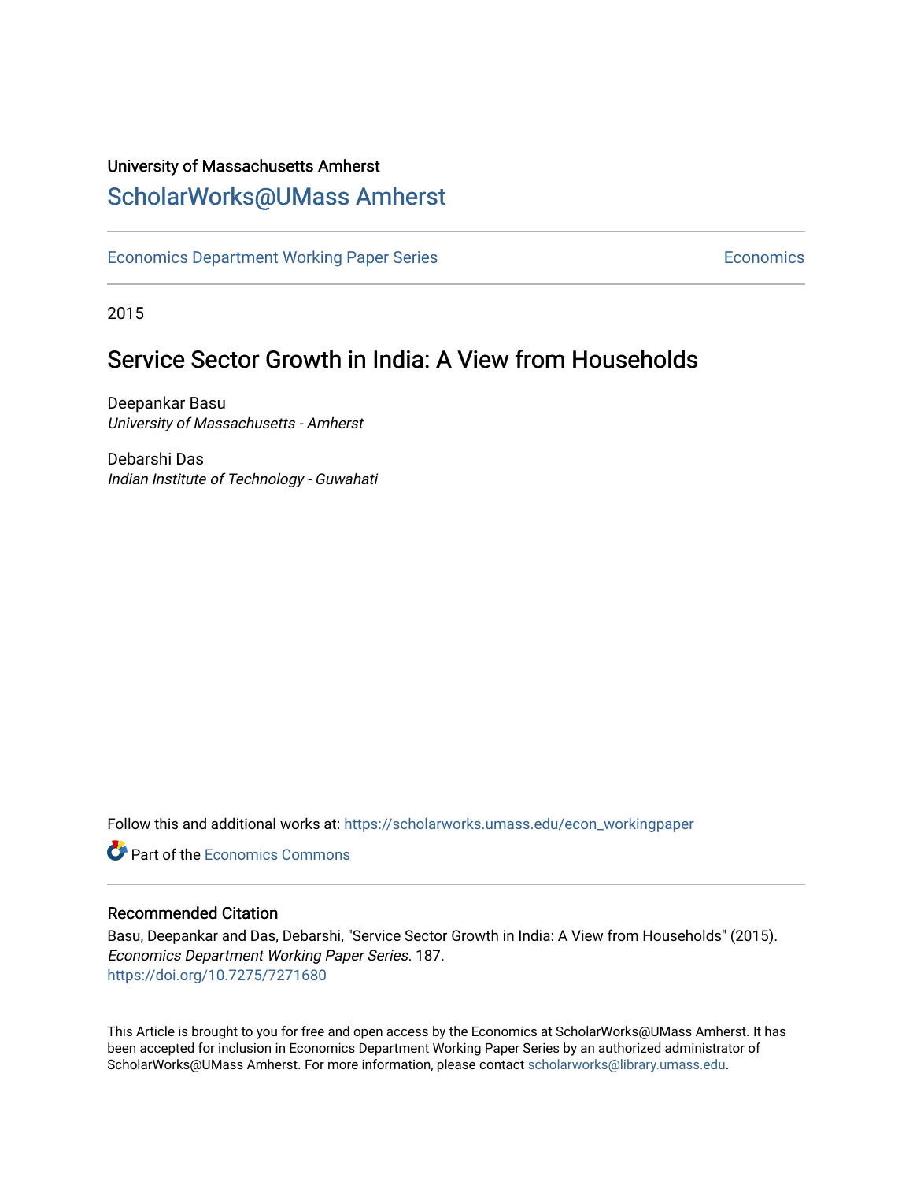University of Massachusetts Amherst

ScholarWorks@UMass Amherst

Economics Department Working Paper Series | Economics

2015

# Service Sector Growth in India: A View from Households

Deepankar Basu
*University of Massachusetts - Amherst*

Debarshi Das
*Indian Institute of Technology - Guwahati*

Follow this and additional works at: https://scholarworks.umass.edu/econ_workingpaper

Part of the Economics Commons

## Recommended Citation

Basu, Deepankar and Das, Debarshi, "Service Sector Growth in India: A View from Households" (2015). *Economics Department Working Paper Series*. 187.
https://doi.org/10.7275/7271680

This Article is brought to you for free and open access by the Economics at ScholarWorks@UMass Amherst. It has been accepted for inclusion in Economics Department Working Paper Series by an authorized administrator of ScholarWorks@UMass Amherst. For more information, please contact scholarworks@library.umass.edu.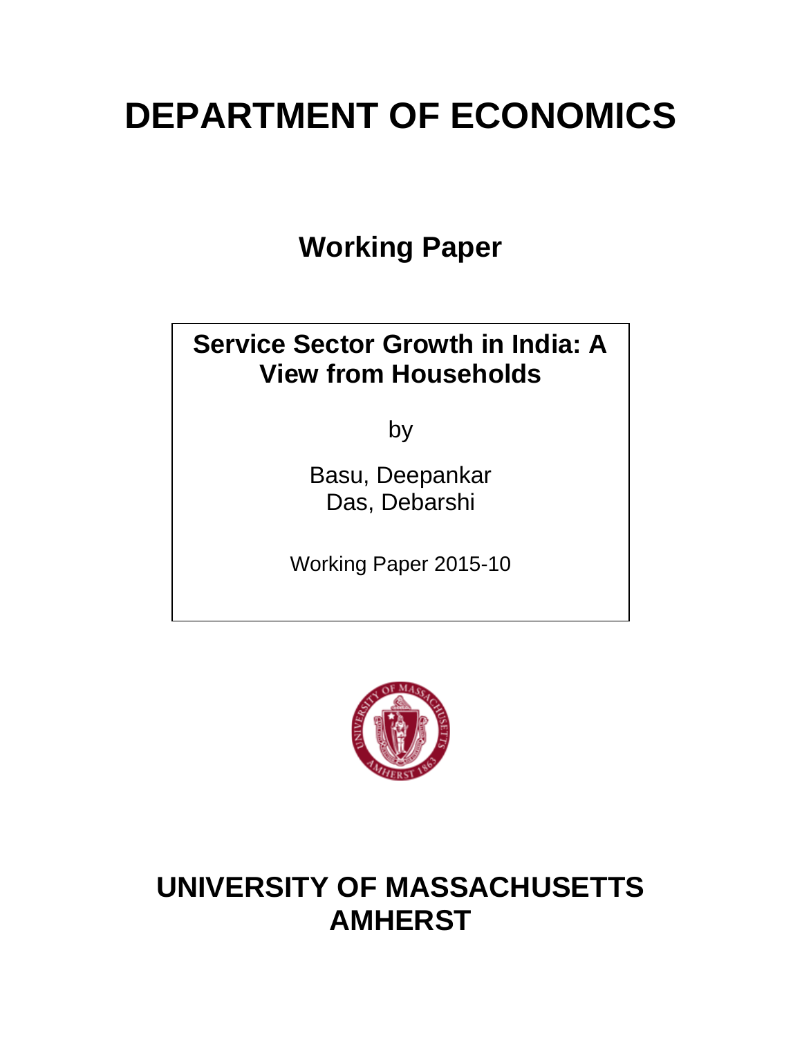# DEPARTMENT OF ECONOMICS

## Working Paper

**Service Sector Growth in India: A View from Households**

by

Basu, Deepankar
Das, Debarshi

Working Paper 2015-10

# UNIVERSITY OF MASSACHUSETTS AMHERST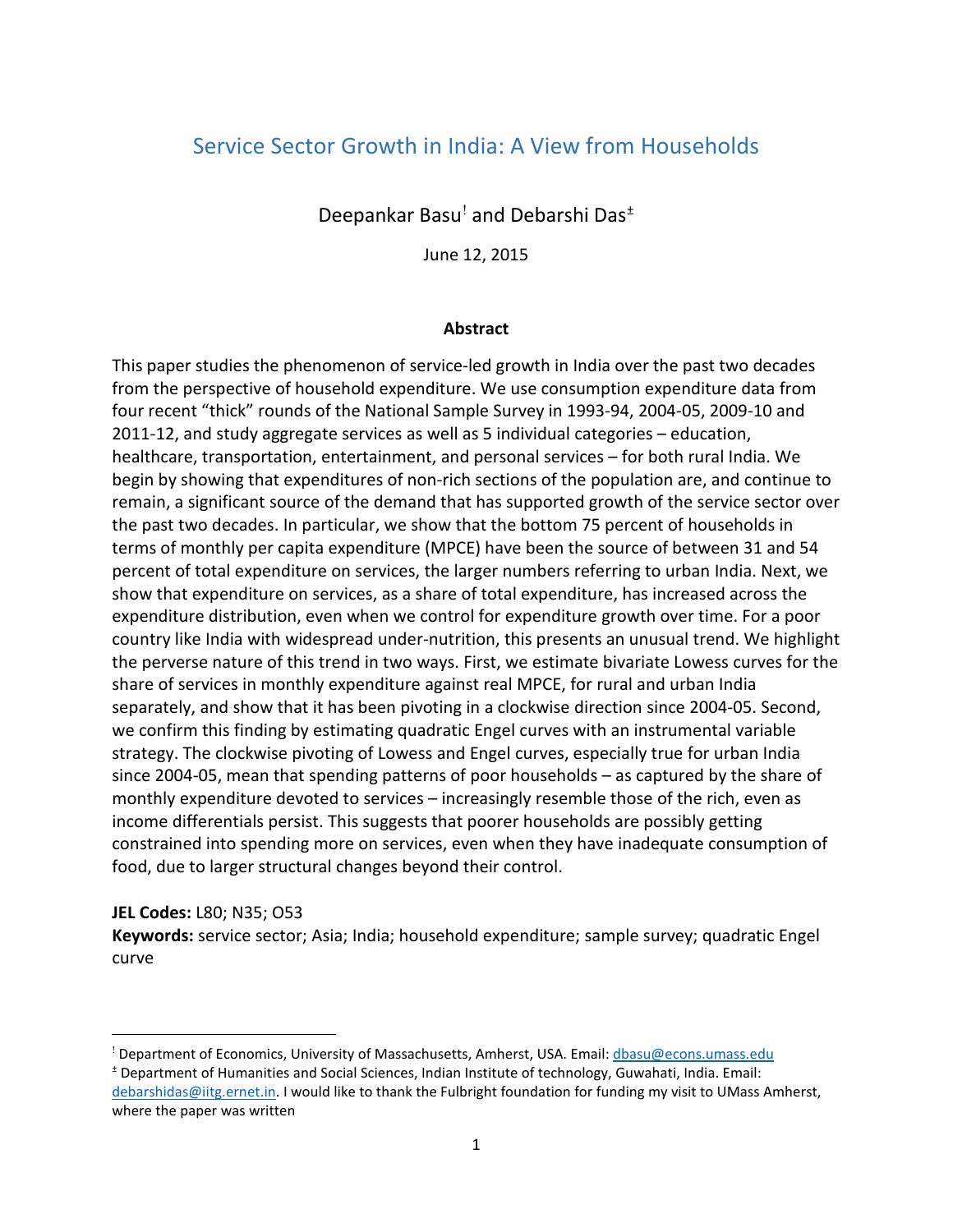# Service Sector Growth in India: A View from Households

Deepankar Basu[!] and Debarshi Das[±]

June 12, 2015

**Abstract**

This paper studies the phenomenon of service-led growth in India over the past two decades from the perspective of household expenditure. We use consumption expenditure data from four recent "thick" rounds of the National Sample Survey in 1993-94, 2004-05, 2009-10 and 2011-12, and study aggregate services as well as 5 individual categories – education, healthcare, transportation, entertainment, and personal services – for both rural India. We begin by showing that expenditures of non-rich sections of the population are, and continue to remain, a significant source of the demand that has supported growth of the service sector over the past two decades. In particular, we show that the bottom 75 percent of households in terms of monthly per capita expenditure (MPCE) have been the source of between 31 and 54 percent of total expenditure on services, the larger numbers referring to urban India. Next, we show that expenditure on services, as a share of total expenditure, has increased across the expenditure distribution, even when we control for expenditure growth over time. For a poor country like India with widespread under-nutrition, this presents an unusual trend. We highlight the perverse nature of this trend in two ways. First, we estimate bivariate Lowess curves for the share of services in monthly expenditure against real MPCE, for rural and urban India separately, and show that it has been pivoting in a clockwise direction since 2004-05. Second, we confirm this finding by estimating quadratic Engel curves with an instrumental variable strategy. The clockwise pivoting of Lowess and Engel curves, especially true for urban India since 2004-05, mean that spending patterns of poor households – as captured by the share of monthly expenditure devoted to services – increasingly resemble those of the rich, even as income differentials persist. This suggests that poorer households are possibly getting constrained into spending more on services, even when they have inadequate consumption of food, due to larger structural changes beyond their control.

**JEL Codes:** L80; N35; O53

**Keywords:** service sector; Asia; India; household expenditure; sample survey; quadratic Engel curve

---

[!] Department of Economics, University of Massachusetts, Amherst, USA. Email: dbasu@econs.umass.edu

[±] Department of Humanities and Social Sciences, Indian Institute of technology, Guwahati, India. Email: debarshidas@iitg.ernet.in. I would like to thank the Fulbright foundation for funding my visit to UMass Amherst, where the paper was written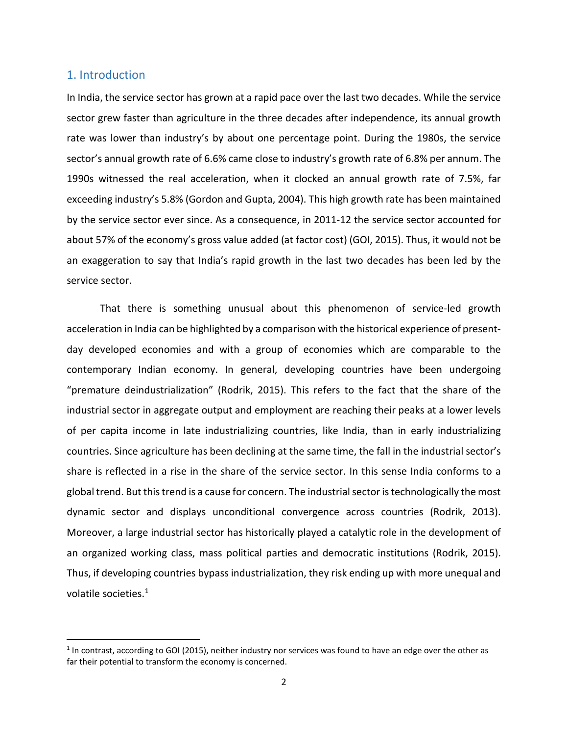## 1. Introduction

In India, the service sector has grown at a rapid pace over the last two decades. While the service sector grew faster than agriculture in the three decades after independence, its annual growth rate was lower than industry's by about one percentage point. During the 1980s, the service sector's annual growth rate of 6.6% came close to industry's growth rate of 6.8% per annum. The 1990s witnessed the real acceleration, when it clocked an annual growth rate of 7.5%, far exceeding industry's 5.8% (Gordon and Gupta, 2004). This high growth rate has been maintained by the service sector ever since. As a consequence, in 2011-12 the service sector accounted for about 57% of the economy's gross value added (at factor cost) (GOI, 2015). Thus, it would not be an exaggeration to say that India's rapid growth in the last two decades has been led by the service sector.

That there is something unusual about this phenomenon of service-led growth acceleration in India can be highlighted by a comparison with the historical experience of present-day developed economies and with a group of economies which are comparable to the contemporary Indian economy. In general, developing countries have been undergoing "premature deindustrialization" (Rodrik, 2015). This refers to the fact that the share of the industrial sector in aggregate output and employment are reaching their peaks at a lower levels of per capita income in late industrializing countries, like India, than in early industrializing countries. Since agriculture has been declining at the same time, the fall in the industrial sector's share is reflected in a rise in the share of the service sector. In this sense India conforms to a global trend. But this trend is a cause for concern. The industrial sector is technologically the most dynamic sector and displays unconditional convergence across countries (Rodrik, 2013). Moreover, a large industrial sector has historically played a catalytic role in the development of an organized working class, mass political parties and democratic institutions (Rodrik, 2015). Thus, if developing countries bypass industrialization, they risk ending up with more unequal and volatile societies.[1]

[1] In contrast, according to GOI (2015), neither industry nor services was found to have an edge over the other as far their potential to transform the economy is concerned.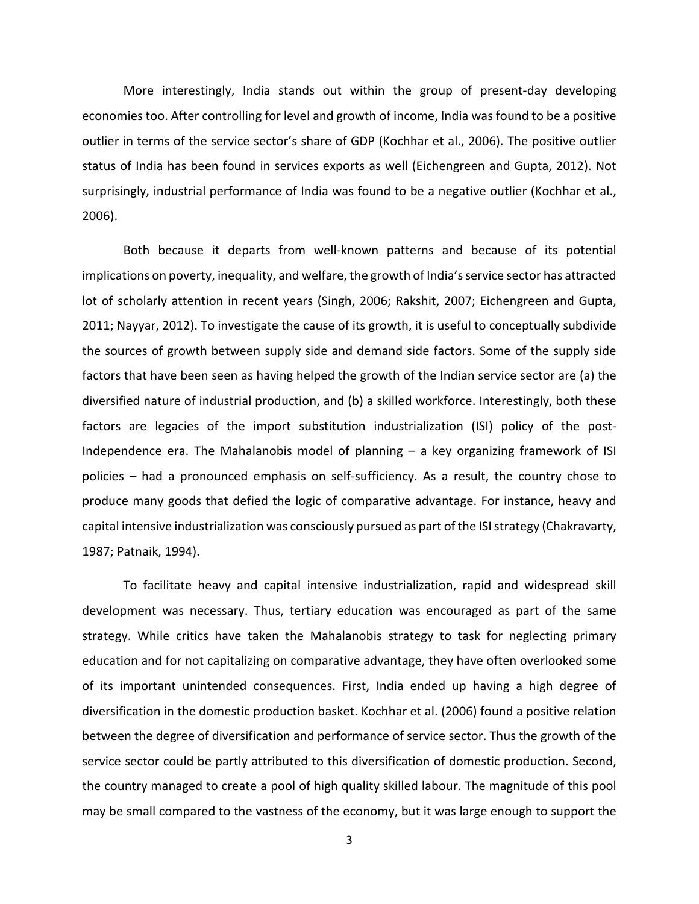More interestingly, India stands out within the group of present-day developing economies too. After controlling for level and growth of income, India was found to be a positive outlier in terms of the service sector's share of GDP (Kochhar et al., 2006). The positive outlier status of India has been found in services exports as well (Eichengreen and Gupta, 2012). Not surprisingly, industrial performance of India was found to be a negative outlier (Kochhar et al., 2006).

Both because it departs from well-known patterns and because of its potential implications on poverty, inequality, and welfare, the growth of India's service sector has attracted lot of scholarly attention in recent years (Singh, 2006; Rakshit, 2007; Eichengreen and Gupta, 2011; Nayyar, 2012). To investigate the cause of its growth, it is useful to conceptually subdivide the sources of growth between supply side and demand side factors. Some of the supply side factors that have been seen as having helped the growth of the Indian service sector are (a) the diversified nature of industrial production, and (b) a skilled workforce. Interestingly, both these factors are legacies of the import substitution industrialization (ISI) policy of the post-Independence era. The Mahalanobis model of planning – a key organizing framework of ISI policies – had a pronounced emphasis on self-sufficiency. As a result, the country chose to produce many goods that defied the logic of comparative advantage. For instance, heavy and capital intensive industrialization was consciously pursued as part of the ISI strategy (Chakravarty, 1987; Patnaik, 1994).

To facilitate heavy and capital intensive industrialization, rapid and widespread skill development was necessary. Thus, tertiary education was encouraged as part of the same strategy. While critics have taken the Mahalanobis strategy to task for neglecting primary education and for not capitalizing on comparative advantage, they have often overlooked some of its important unintended consequences. First, India ended up having a high degree of diversification in the domestic production basket. Kochhar et al. (2006) found a positive relation between the degree of diversification and performance of service sector. Thus the growth of the service sector could be partly attributed to this diversification of domestic production. Second, the country managed to create a pool of high quality skilled labour. The magnitude of this pool may be small compared to the vastness of the economy, but it was large enough to support the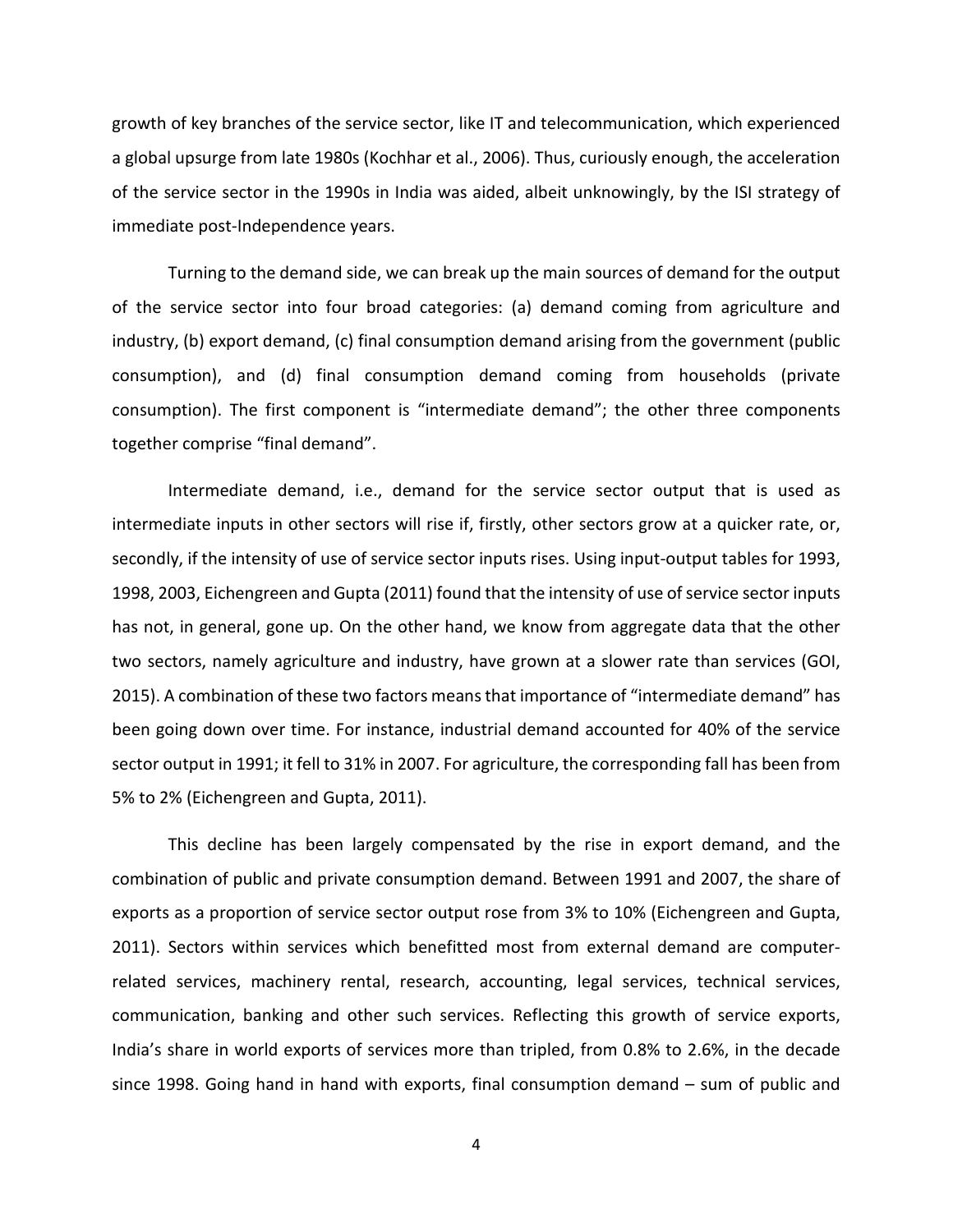growth of key branches of the service sector, like IT and telecommunication, which experienced a global upsurge from late 1980s (Kochhar et al., 2006). Thus, curiously enough, the acceleration of the service sector in the 1990s in India was aided, albeit unknowingly, by the ISI strategy of immediate post-Independence years.

Turning to the demand side, we can break up the main sources of demand for the output of the service sector into four broad categories: (a) demand coming from agriculture and industry, (b) export demand, (c) final consumption demand arising from the government (public consumption), and (d) final consumption demand coming from households (private consumption). The first component is "intermediate demand"; the other three components together comprise "final demand".

Intermediate demand, i.e., demand for the service sector output that is used as intermediate inputs in other sectors will rise if, firstly, other sectors grow at a quicker rate, or, secondly, if the intensity of use of service sector inputs rises. Using input-output tables for 1993, 1998, 2003, Eichengreen and Gupta (2011) found that the intensity of use of service sector inputs has not, in general, gone up. On the other hand, we know from aggregate data that the other two sectors, namely agriculture and industry, have grown at a slower rate than services (GOI, 2015). A combination of these two factors means that importance of "intermediate demand" has been going down over time. For instance, industrial demand accounted for 40% of the service sector output in 1991; it fell to 31% in 2007. For agriculture, the corresponding fall has been from 5% to 2% (Eichengreen and Gupta, 2011).

This decline has been largely compensated by the rise in export demand, and the combination of public and private consumption demand. Between 1991 and 2007, the share of exports as a proportion of service sector output rose from 3% to 10% (Eichengreen and Gupta, 2011). Sectors within services which benefitted most from external demand are computer-related services, machinery rental, research, accounting, legal services, technical services, communication, banking and other such services. Reflecting this growth of service exports, India's share in world exports of services more than tripled, from 0.8% to 2.6%, in the decade since 1998. Going hand in hand with exports, final consumption demand – sum of public and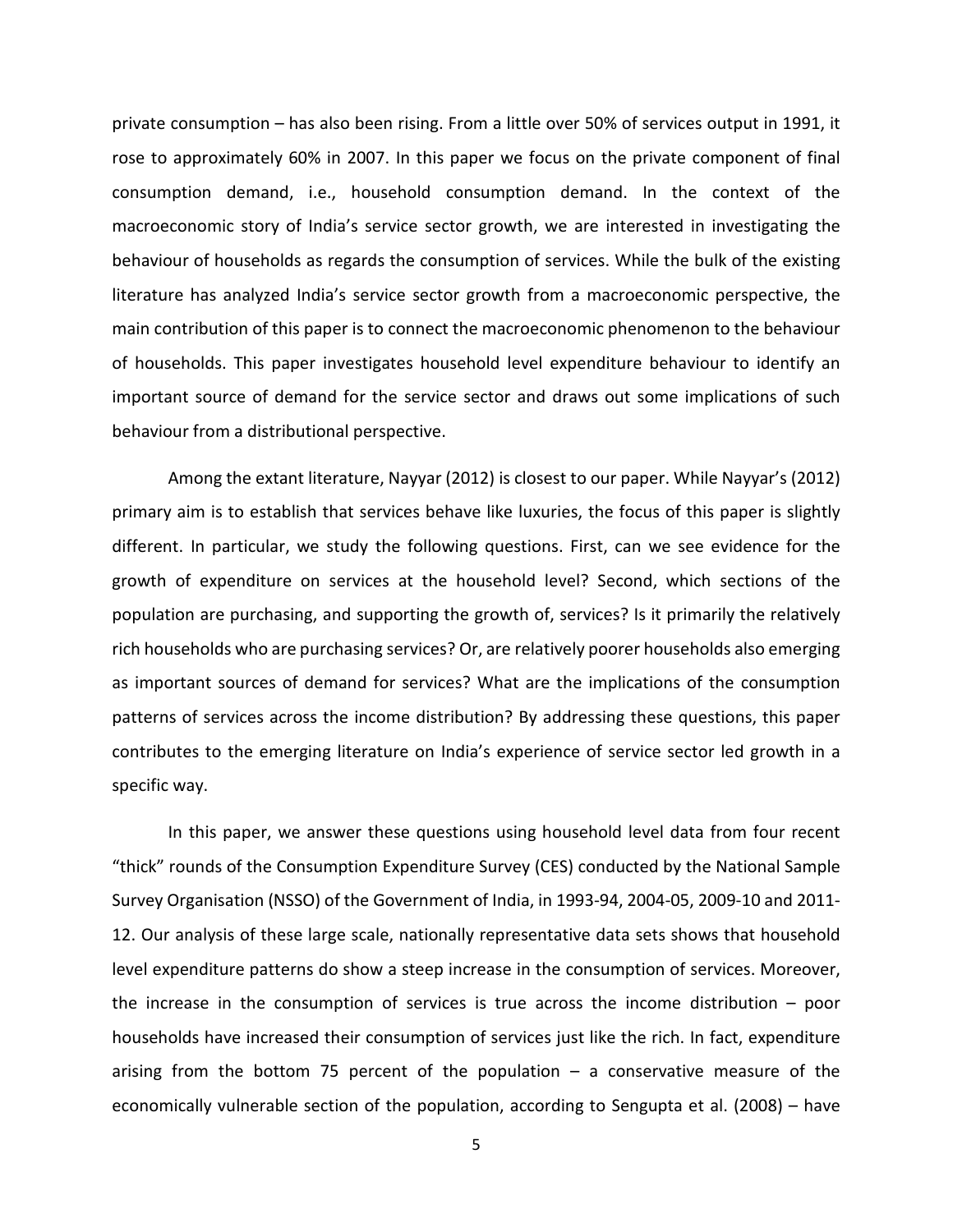private consumption – has also been rising. From a little over 50% of services output in 1991, it rose to approximately 60% in 2007. In this paper we focus on the private component of final consumption demand, i.e., household consumption demand. In the context of the macroeconomic story of India's service sector growth, we are interested in investigating the behaviour of households as regards the consumption of services. While the bulk of the existing literature has analyzed India's service sector growth from a macroeconomic perspective, the main contribution of this paper is to connect the macroeconomic phenomenon to the behaviour of households. This paper investigates household level expenditure behaviour to identify an important source of demand for the service sector and draws out some implications of such behaviour from a distributional perspective.

Among the extant literature, Nayyar (2012) is closest to our paper. While Nayyar's (2012) primary aim is to establish that services behave like luxuries, the focus of this paper is slightly different. In particular, we study the following questions. First, can we see evidence for the growth of expenditure on services at the household level? Second, which sections of the population are purchasing, and supporting the growth of, services? Is it primarily the relatively rich households who are purchasing services? Or, are relatively poorer households also emerging as important sources of demand for services? What are the implications of the consumption patterns of services across the income distribution? By addressing these questions, this paper contributes to the emerging literature on India's experience of service sector led growth in a specific way.

In this paper, we answer these questions using household level data from four recent "thick" rounds of the Consumption Expenditure Survey (CES) conducted by the National Sample Survey Organisation (NSSO) of the Government of India, in 1993-94, 2004-05, 2009-10 and 2011-12. Our analysis of these large scale, nationally representative data sets shows that household level expenditure patterns do show a steep increase in the consumption of services. Moreover, the increase in the consumption of services is true across the income distribution – poor households have increased their consumption of services just like the rich. In fact, expenditure arising from the bottom 75 percent of the population – a conservative measure of the economically vulnerable section of the population, according to Sengupta et al. (2008) – have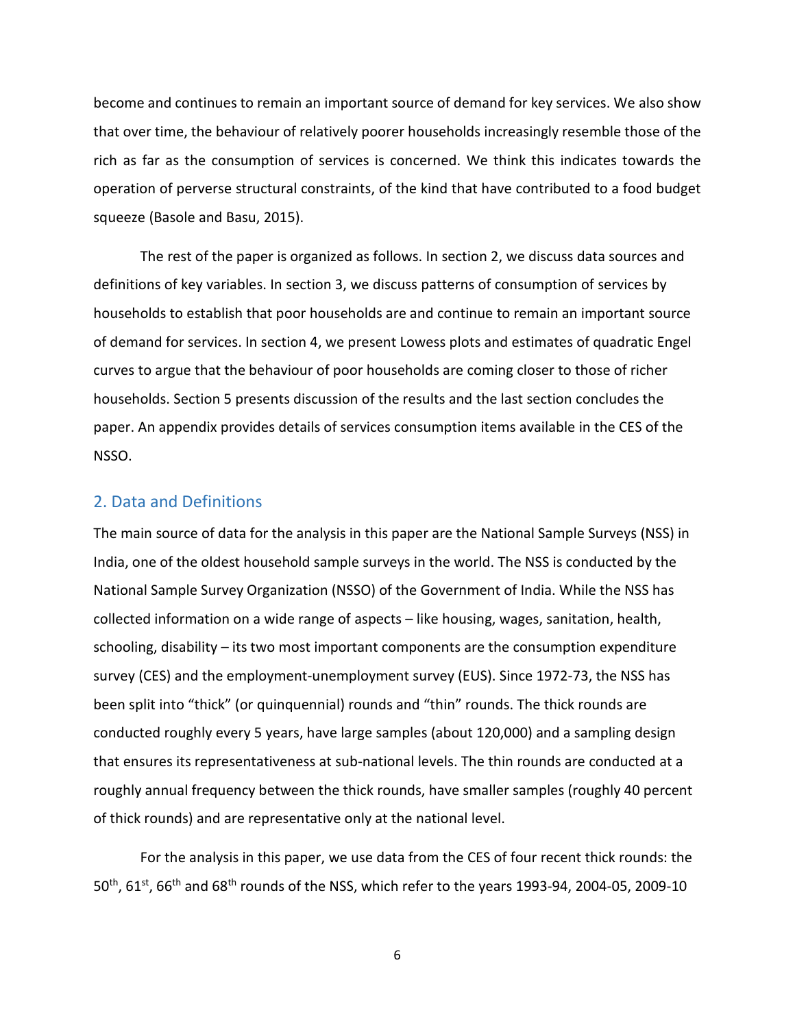become and continues to remain an important source of demand for key services. We also show that over time, the behaviour of relatively poorer households increasingly resemble those of the rich as far as the consumption of services is concerned. We think this indicates towards the operation of perverse structural constraints, of the kind that have contributed to a food budget squeeze (Basole and Basu, 2015).

The rest of the paper is organized as follows. In section 2, we discuss data sources and definitions of key variables. In section 3, we discuss patterns of consumption of services by households to establish that poor households are and continue to remain an important source of demand for services. In section 4, we present Lowess plots and estimates of quadratic Engel curves to argue that the behaviour of poor households are coming closer to those of richer households. Section 5 presents discussion of the results and the last section concludes the paper. An appendix provides details of services consumption items available in the CES of the NSSO.

## 2. Data and Definitions

The main source of data for the analysis in this paper are the National Sample Surveys (NSS) in India, one of the oldest household sample surveys in the world. The NSS is conducted by the National Sample Survey Organization (NSSO) of the Government of India. While the NSS has collected information on a wide range of aspects – like housing, wages, sanitation, health, schooling, disability – its two most important components are the consumption expenditure survey (CES) and the employment-unemployment survey (EUS). Since 1972-73, the NSS has been split into "thick" (or quinquennial) rounds and "thin" rounds. The thick rounds are conducted roughly every 5 years, have large samples (about 120,000) and a sampling design that ensures its representativeness at sub-national levels. The thin rounds are conducted at a roughly annual frequency between the thick rounds, have smaller samples (roughly 40 percent of thick rounds) and are representative only at the national level.

For the analysis in this paper, we use data from the CES of four recent thick rounds: the 50th, 61st, 66th and 68th rounds of the NSS, which refer to the years 1993-94, 2004-05, 2009-10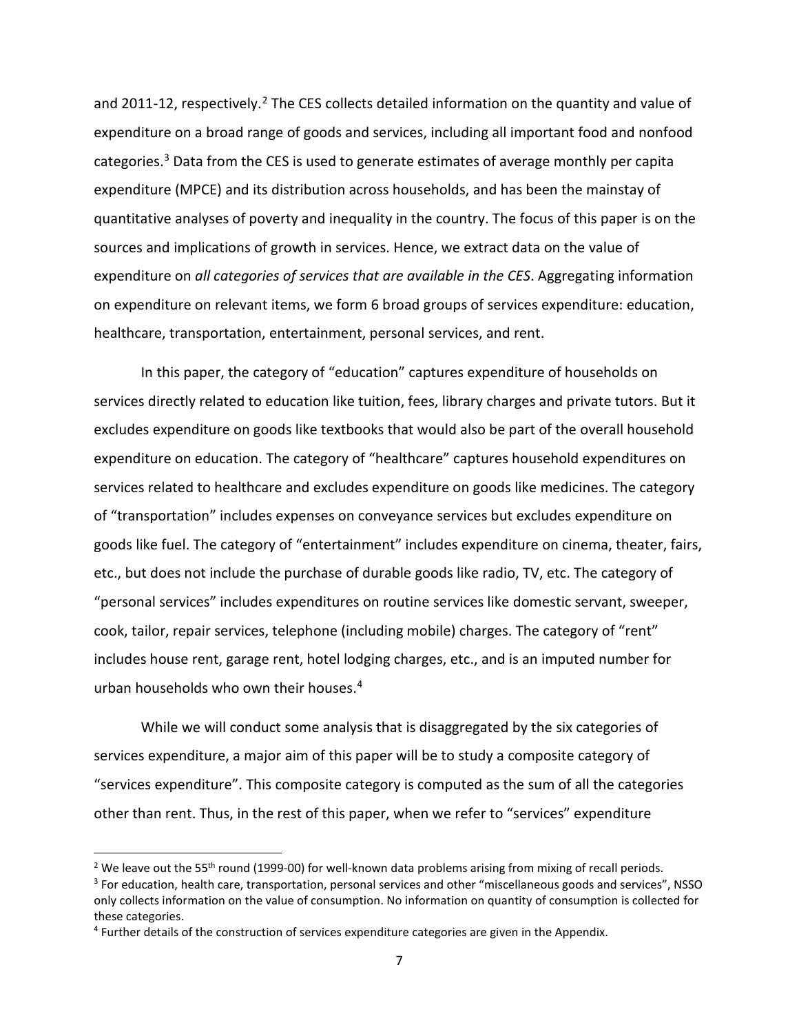and 2011-12, respectively.[2] The CES collects detailed information on the quantity and value of expenditure on a broad range of goods and services, including all important food and nonfood categories.[3] Data from the CES is used to generate estimates of average monthly per capita expenditure (MPCE) and its distribution across households, and has been the mainstay of quantitative analyses of poverty and inequality in the country. The focus of this paper is on the sources and implications of growth in services. Hence, we extract data on the value of expenditure on *all categories of services that are available in the CES*. Aggregating information on expenditure on relevant items, we form 6 broad groups of services expenditure: education, healthcare, transportation, entertainment, personal services, and rent.

In this paper, the category of "education" captures expenditure of households on services directly related to education like tuition, fees, library charges and private tutors. But it excludes expenditure on goods like textbooks that would also be part of the overall household expenditure on education. The category of "healthcare" captures household expenditures on services related to healthcare and excludes expenditure on goods like medicines. The category of "transportation" includes expenses on conveyance services but excludes expenditure on goods like fuel. The category of "entertainment" includes expenditure on cinema, theater, fairs, etc., but does not include the purchase of durable goods like radio, TV, etc. The category of "personal services" includes expenditures on routine services like domestic servant, sweeper, cook, tailor, repair services, telephone (including mobile) charges. The category of "rent" includes house rent, garage rent, hotel lodging charges, etc., and is an imputed number for urban households who own their houses.[4]

While we will conduct some analysis that is disaggregated by the six categories of services expenditure, a major aim of this paper will be to study a composite category of "services expenditure". This composite category is computed as the sum of all the categories other than rent. Thus, in the rest of this paper, when we refer to "services" expenditure

---

[2] We leave out the 55th round (1999-00) for well-known data problems arising from mixing of recall periods.

[3] For education, health care, transportation, personal services and other "miscellaneous goods and services", NSSO only collects information on the value of consumption. No information on quantity of consumption is collected for these categories.

[4] Further details of the construction of services expenditure categories are given in the Appendix.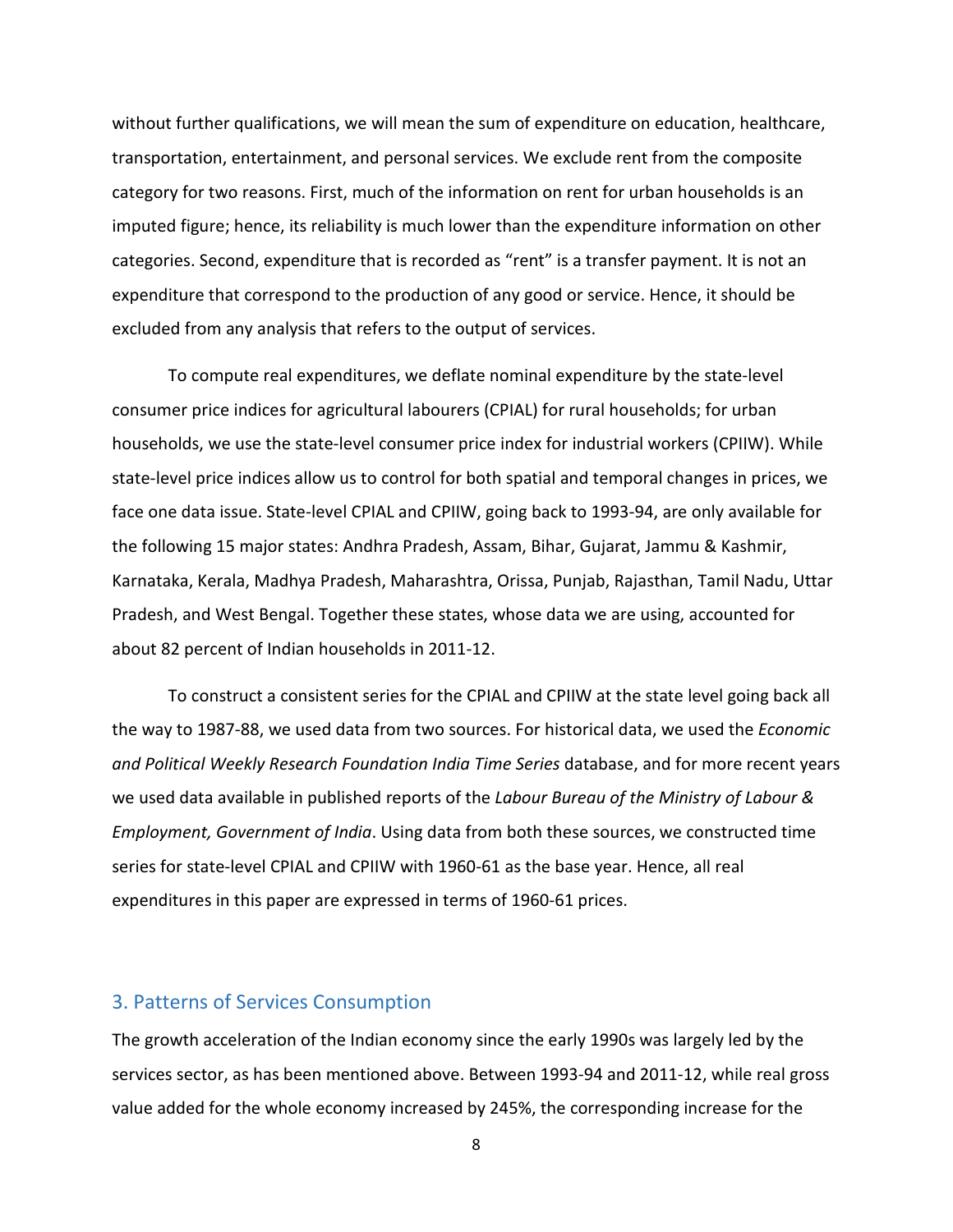without further qualifications, we will mean the sum of expenditure on education, healthcare, transportation, entertainment, and personal services. We exclude rent from the composite category for two reasons. First, much of the information on rent for urban households is an imputed figure; hence, its reliability is much lower than the expenditure information on other categories. Second, expenditure that is recorded as "rent" is a transfer payment. It is not an expenditure that correspond to the production of any good or service. Hence, it should be excluded from any analysis that refers to the output of services.

To compute real expenditures, we deflate nominal expenditure by the state-level consumer price indices for agricultural labourers (CPIAL) for rural households; for urban households, we use the state-level consumer price index for industrial workers (CPIIW). While state-level price indices allow us to control for both spatial and temporal changes in prices, we face one data issue. State-level CPIAL and CPIIW, going back to 1993-94, are only available for the following 15 major states: Andhra Pradesh, Assam, Bihar, Gujarat, Jammu & Kashmir, Karnataka, Kerala, Madhya Pradesh, Maharashtra, Orissa, Punjab, Rajasthan, Tamil Nadu, Uttar Pradesh, and West Bengal. Together these states, whose data we are using, accounted for about 82 percent of Indian households in 2011-12.

To construct a consistent series for the CPIAL and CPIIW at the state level going back all the way to 1987-88, we used data from two sources. For historical data, we used the *Economic and Political Weekly Research Foundation India Time Series* database, and for more recent years we used data available in published reports of the *Labour Bureau of the Ministry of Labour & Employment, Government of India*. Using data from both these sources, we constructed time series for state-level CPIAL and CPIIW with 1960-61 as the base year. Hence, all real expenditures in this paper are expressed in terms of 1960-61 prices.

## 3. Patterns of Services Consumption

The growth acceleration of the Indian economy since the early 1990s was largely led by the services sector, as has been mentioned above. Between 1993-94 and 2011-12, while real gross value added for the whole economy increased by 245%, the corresponding increase for the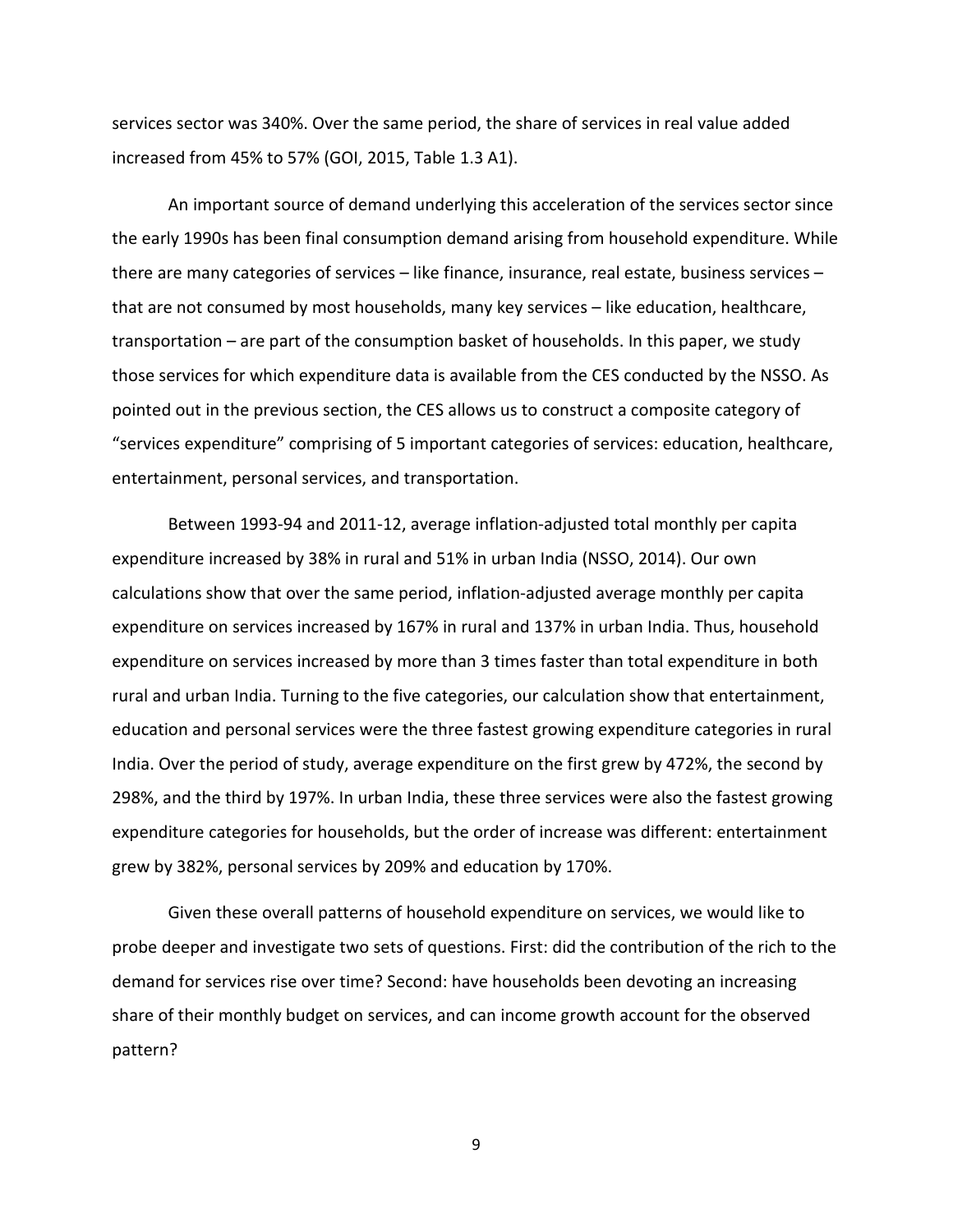services sector was 340%. Over the same period, the share of services in real value added increased from 45% to 57% (GOI, 2015, Table 1.3 A1).

An important source of demand underlying this acceleration of the services sector since the early 1990s has been final consumption demand arising from household expenditure. While there are many categories of services – like finance, insurance, real estate, business services – that are not consumed by most households, many key services – like education, healthcare, transportation – are part of the consumption basket of households. In this paper, we study those services for which expenditure data is available from the CES conducted by the NSSO. As pointed out in the previous section, the CES allows us to construct a composite category of "services expenditure" comprising of 5 important categories of services: education, healthcare, entertainment, personal services, and transportation.

Between 1993-94 and 2011-12, average inflation-adjusted total monthly per capita expenditure increased by 38% in rural and 51% in urban India (NSSO, 2014). Our own calculations show that over the same period, inflation-adjusted average monthly per capita expenditure on services increased by 167% in rural and 137% in urban India. Thus, household expenditure on services increased by more than 3 times faster than total expenditure in both rural and urban India. Turning to the five categories, our calculation show that entertainment, education and personal services were the three fastest growing expenditure categories in rural India. Over the period of study, average expenditure on the first grew by 472%, the second by 298%, and the third by 197%. In urban India, these three services were also the fastest growing expenditure categories for households, but the order of increase was different: entertainment grew by 382%, personal services by 209% and education by 170%.

Given these overall patterns of household expenditure on services, we would like to probe deeper and investigate two sets of questions. First: did the contribution of the rich to the demand for services rise over time? Second: have households been devoting an increasing share of their monthly budget on services, and can income growth account for the observed pattern?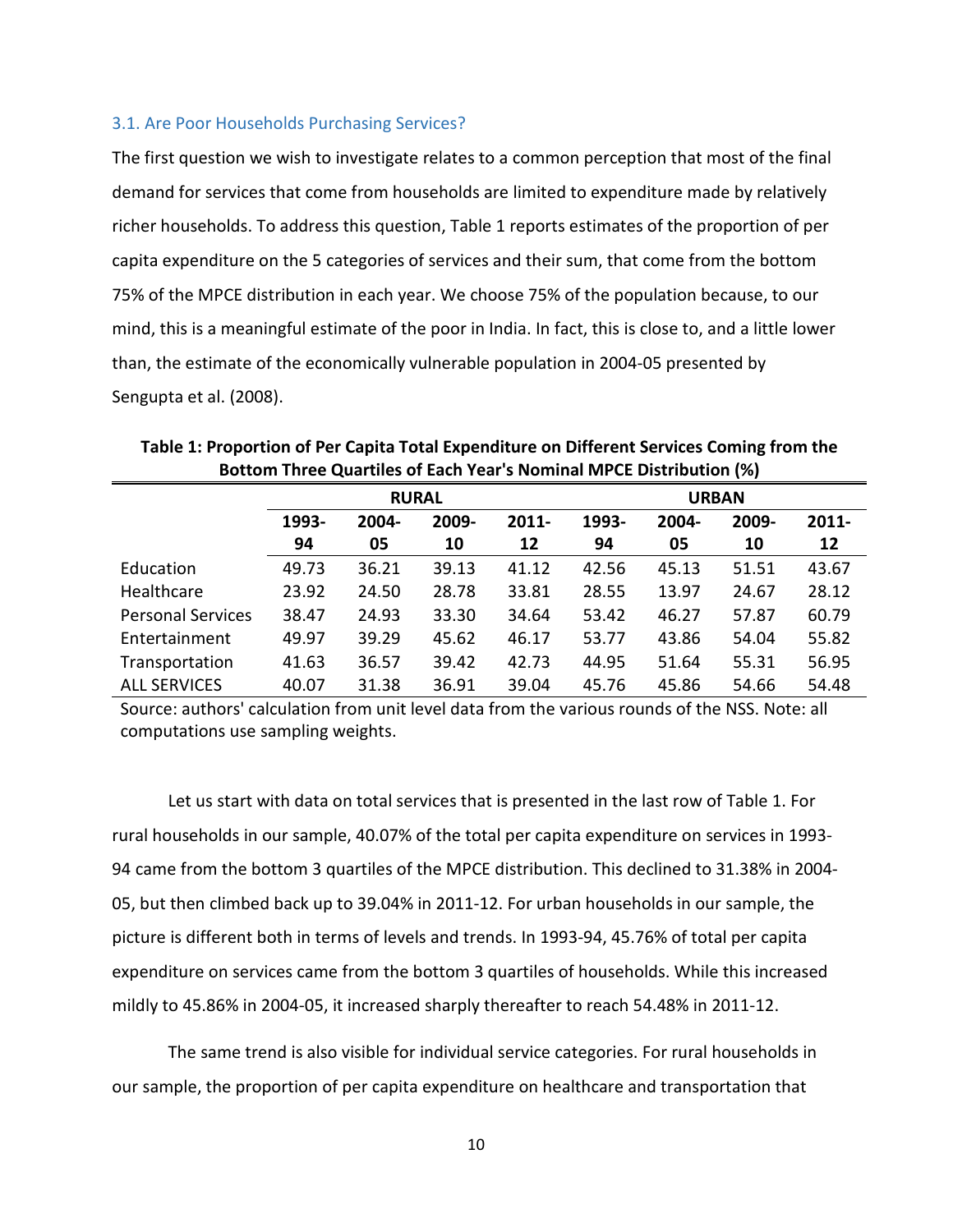### 3.1. Are Poor Households Purchasing Services?

The first question we wish to investigate relates to a common perception that most of the final demand for services that come from households are limited to expenditure made by relatively richer households. To address this question, Table 1 reports estimates of the proportion of per capita expenditure on the 5 categories of services and their sum, that come from the bottom 75% of the MPCE distribution in each year. We choose 75% of the population because, to our mind, this is a meaningful estimate of the poor in India. In fact, this is close to, and a little lower than, the estimate of the economically vulnerable population in 2004-05 presented by Sengupta et al. (2008).

**Table 1: Proportion of Per Capita Total Expenditure on Different Services Coming from the Bottom Three Quartiles of Each Year's Nominal MPCE Distribution (%)**

| | RURAL | | | | URBAN | | | |
|---|---|---|---|---|---|---|---|---|
| | 1993-94 | 2004-05 | 2009-10 | 2011-12 | 1993-94 | 2004-05 | 2009-10 | 2011-12 |
| Education | 49.73 | 36.21 | 39.13 | 41.12 | 42.56 | 45.13 | 51.51 | 43.67 |
| Healthcare | 23.92 | 24.50 | 28.78 | 33.81 | 28.55 | 13.97 | 24.67 | 28.12 |
| Personal Services | 38.47 | 24.93 | 33.30 | 34.64 | 53.42 | 46.27 | 57.87 | 60.79 |
| Entertainment | 49.97 | 39.29 | 45.62 | 46.17 | 53.77 | 43.86 | 54.04 | 55.82 |
| Transportation | 41.63 | 36.57 | 39.42 | 42.73 | 44.95 | 51.64 | 55.31 | 56.95 |
| ALL SERVICES | 40.07 | 31.38 | 36.91 | 39.04 | 45.76 | 45.86 | 54.66 | 54.48 |

Source: authors' calculation from unit level data from the various rounds of the NSS. Note: all computations use sampling weights.

Let us start with data on total services that is presented in the last row of Table 1. For rural households in our sample, 40.07% of the total per capita expenditure on services in 1993-94 came from the bottom 3 quartiles of the MPCE distribution. This declined to 31.38% in 2004-05, but then climbed back up to 39.04% in 2011-12. For urban households in our sample, the picture is different both in terms of levels and trends. In 1993-94, 45.76% of total per capita expenditure on services came from the bottom 3 quartiles of households. While this increased mildly to 45.86% in 2004-05, it increased sharply thereafter to reach 54.48% in 2011-12.

The same trend is also visible for individual service categories. For rural households in our sample, the proportion of per capita expenditure on healthcare and transportation that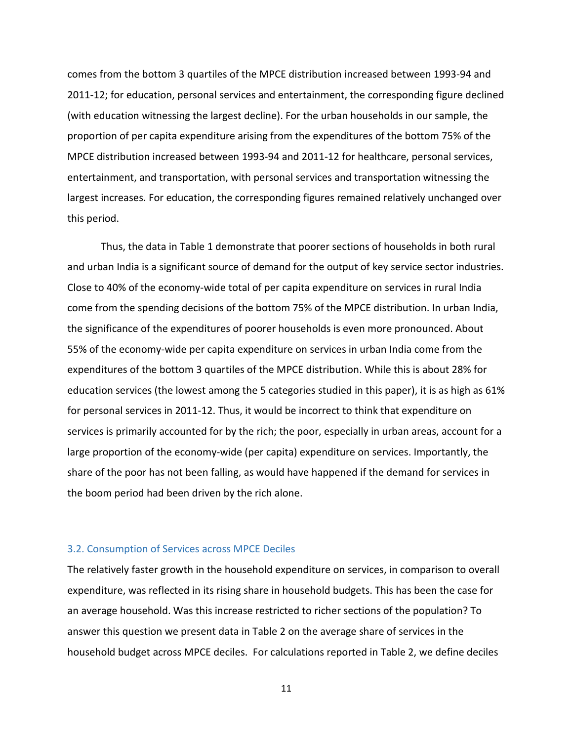comes from the bottom 3 quartiles of the MPCE distribution increased between 1993-94 and 2011-12; for education, personal services and entertainment, the corresponding figure declined (with education witnessing the largest decline). For the urban households in our sample, the proportion of per capita expenditure arising from the expenditures of the bottom 75% of the MPCE distribution increased between 1993-94 and 2011-12 for healthcare, personal services, entertainment, and transportation, with personal services and transportation witnessing the largest increases. For education, the corresponding figures remained relatively unchanged over this period.

Thus, the data in Table 1 demonstrate that poorer sections of households in both rural and urban India is a significant source of demand for the output of key service sector industries. Close to 40% of the economy-wide total of per capita expenditure on services in rural India come from the spending decisions of the bottom 75% of the MPCE distribution. In urban India, the significance of the expenditures of poorer households is even more pronounced. About 55% of the economy-wide per capita expenditure on services in urban India come from the expenditures of the bottom 3 quartiles of the MPCE distribution. While this is about 28% for education services (the lowest among the 5 categories studied in this paper), it is as high as 61% for personal services in 2011-12. Thus, it would be incorrect to think that expenditure on services is primarily accounted for by the rich; the poor, especially in urban areas, account for a large proportion of the economy-wide (per capita) expenditure on services. Importantly, the share of the poor has not been falling, as would have happened if the demand for services in the boom period had been driven by the rich alone.

### 3.2. Consumption of Services across MPCE Deciles

The relatively faster growth in the household expenditure on services, in comparison to overall expenditure, was reflected in its rising share in household budgets. This has been the case for an average household. Was this increase restricted to richer sections of the population? To answer this question we present data in Table 2 on the average share of services in the household budget across MPCE deciles. For calculations reported in Table 2, we define deciles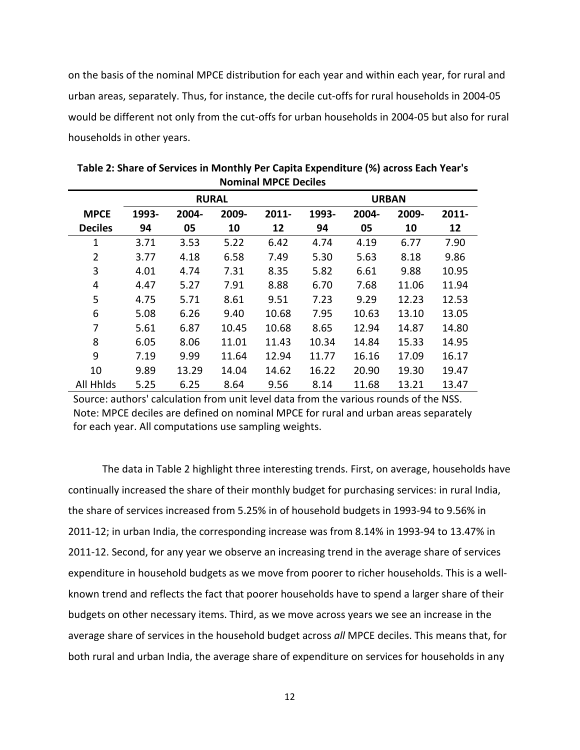on the basis of the nominal MPCE distribution for each year and within each year, for rural and urban areas, separately. Thus, for instance, the decile cut-offs for rural households in 2004-05 would be different not only from the cut-offs for urban households in 2004-05 but also for rural households in other years.

**Table 2: Share of Services in Monthly Per Capita Expenditure (%) across Each Year's Nominal MPCE Deciles**

| | RURAL | | | | URBAN | | | |
|---|---|---|---|---|---|---|---|---|
| **MPCE Deciles** | **1993-94** | **2004-05** | **2009-10** | **2011-12** | **1993-94** | **2004-05** | **2009-10** | **2011-12** |
| 1 | 3.71 | 3.53 | 5.22 | 6.42 | 4.74 | 4.19 | 6.77 | 7.90 |
| 2 | 3.77 | 4.18 | 6.58 | 7.49 | 5.30 | 5.63 | 8.18 | 9.86 |
| 3 | 4.01 | 4.74 | 7.31 | 8.35 | 5.82 | 6.61 | 9.88 | 10.95 |
| 4 | 4.47 | 5.27 | 7.91 | 8.88 | 6.70 | 7.68 | 11.06 | 11.94 |
| 5 | 4.75 | 5.71 | 8.61 | 9.51 | 7.23 | 9.29 | 12.23 | 12.53 |
| 6 | 5.08 | 6.26 | 9.40 | 10.68 | 7.95 | 10.63 | 13.10 | 13.05 |
| 7 | 5.61 | 6.87 | 10.45 | 10.68 | 8.65 | 12.94 | 14.87 | 14.80 |
| 8 | 6.05 | 8.06 | 11.01 | 11.43 | 10.34 | 14.84 | 15.33 | 14.95 |
| 9 | 7.19 | 9.99 | 11.64 | 12.94 | 11.77 | 16.16 | 17.09 | 16.17 |
| 10 | 9.89 | 13.29 | 14.04 | 14.62 | 16.22 | 20.90 | 19.30 | 19.47 |
| All Hhlds | 5.25 | 6.25 | 8.64 | 9.56 | 8.14 | 11.68 | 13.21 | 13.47 |

Source: authors' calculation from unit level data from the various rounds of the NSS.
Note: MPCE deciles are defined on nominal MPCE for rural and urban areas separately for each year. All computations use sampling weights.

The data in Table 2 highlight three interesting trends. First, on average, households have continually increased the share of their monthly budget for purchasing services: in rural India, the share of services increased from 5.25% in of household budgets in 1993-94 to 9.56% in 2011-12; in urban India, the corresponding increase was from 8.14% in 1993-94 to 13.47% in 2011-12. Second, for any year we observe an increasing trend in the average share of services expenditure in household budgets as we move from poorer to richer households. This is a well-known trend and reflects the fact that poorer households have to spend a larger share of their budgets on other necessary items. Third, as we move across years we see an increase in the average share of services in the household budget across *all* MPCE deciles. This means that, for both rural and urban India, the average share of expenditure on services for households in any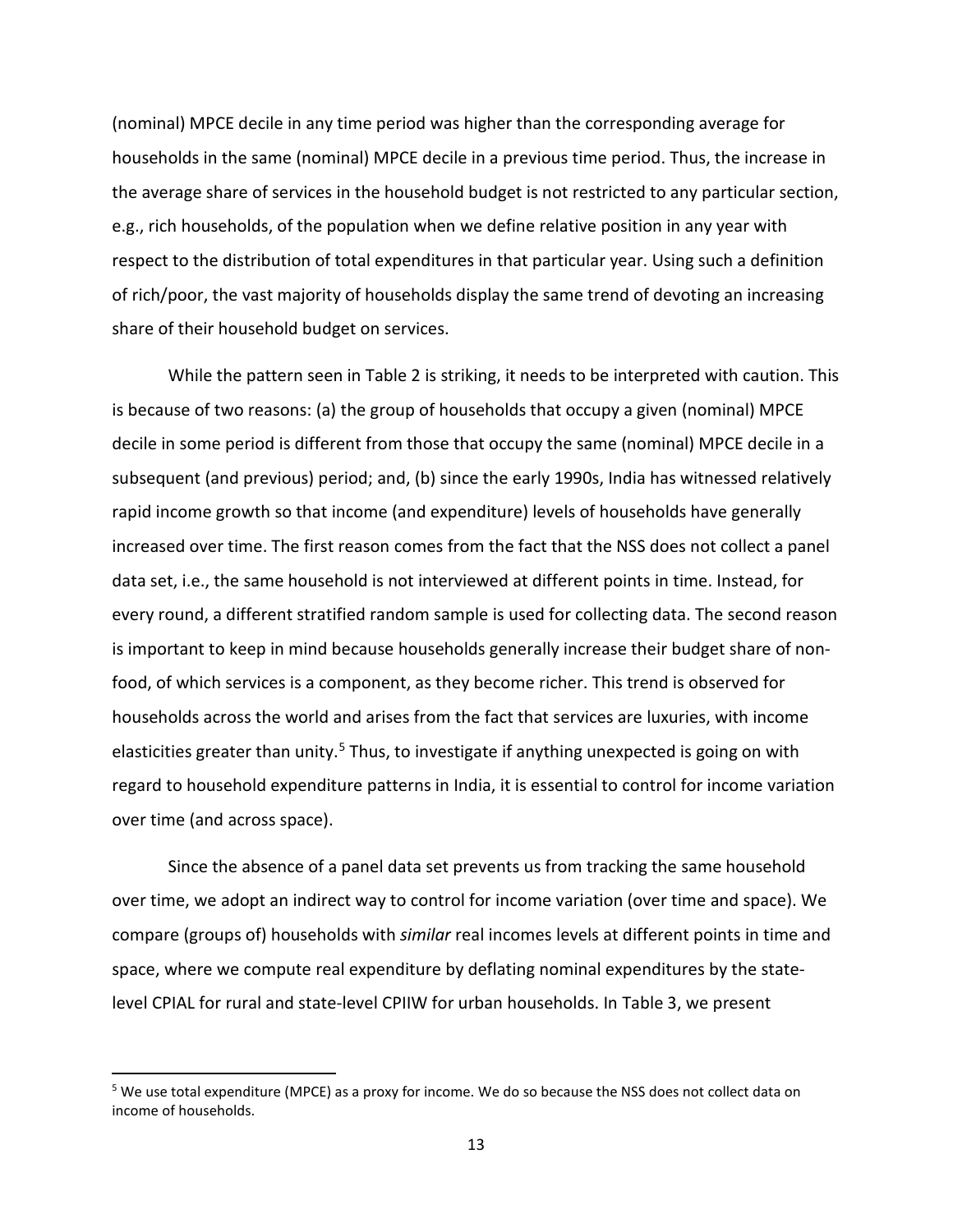(nominal) MPCE decile in any time period was higher than the corresponding average for households in the same (nominal) MPCE decile in a previous time period. Thus, the increase in the average share of services in the household budget is not restricted to any particular section, e.g., rich households, of the population when we define relative position in any year with respect to the distribution of total expenditures in that particular year. Using such a definition of rich/poor, the vast majority of households display the same trend of devoting an increasing share of their household budget on services.

While the pattern seen in Table 2 is striking, it needs to be interpreted with caution. This is because of two reasons: (a) the group of households that occupy a given (nominal) MPCE decile in some period is different from those that occupy the same (nominal) MPCE decile in a subsequent (and previous) period; and, (b) since the early 1990s, India has witnessed relatively rapid income growth so that income (and expenditure) levels of households have generally increased over time. The first reason comes from the fact that the NSS does not collect a panel data set, i.e., the same household is not interviewed at different points in time. Instead, for every round, a different stratified random sample is used for collecting data. The second reason is important to keep in mind because households generally increase their budget share of non-food, of which services is a component, as they become richer. This trend is observed for households across the world and arises from the fact that services are luxuries, with income elasticities greater than unity.[5] Thus, to investigate if anything unexpected is going on with regard to household expenditure patterns in India, it is essential to control for income variation over time (and across space).

Since the absence of a panel data set prevents us from tracking the same household over time, we adopt an indirect way to control for income variation (over time and space). We compare (groups of) households with *similar* real incomes levels at different points in time and space, where we compute real expenditure by deflating nominal expenditures by the state-level CPIAL for rural and state-level CPIIW for urban households. In Table 3, we present

[5] We use total expenditure (MPCE) as a proxy for income. We do so because the NSS does not collect data on income of households.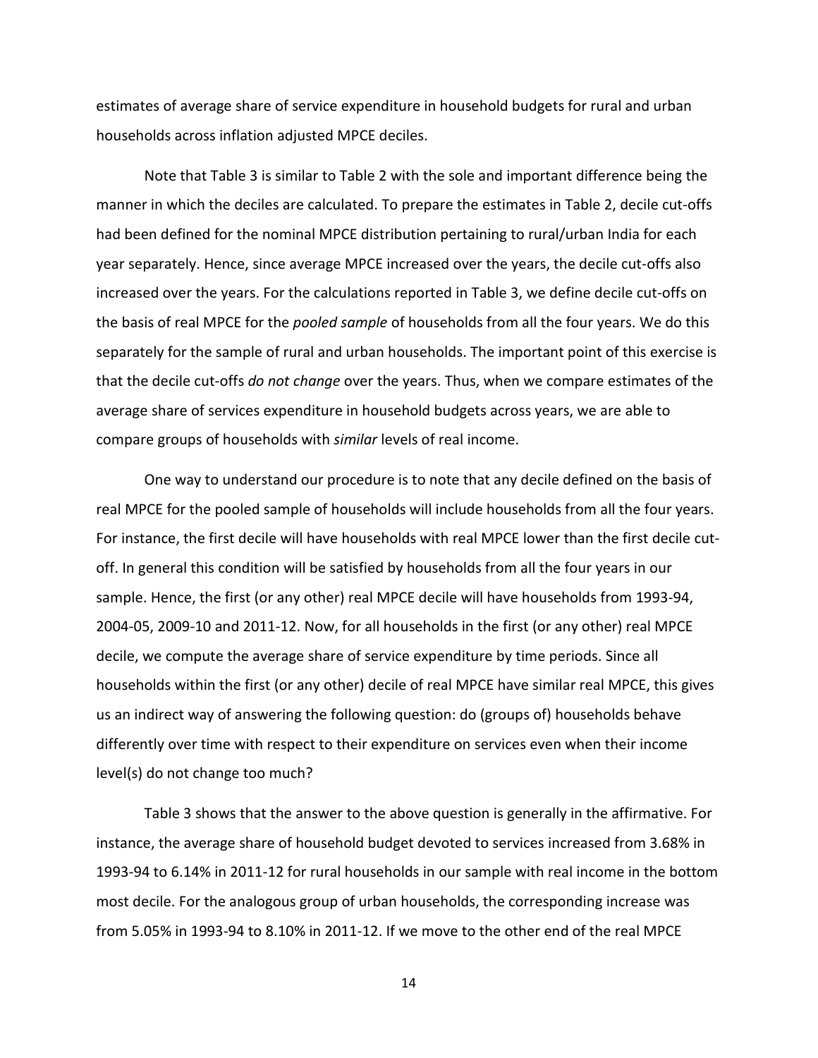estimates of average share of service expenditure in household budgets for rural and urban households across inflation adjusted MPCE deciles.

Note that Table 3 is similar to Table 2 with the sole and important difference being the manner in which the deciles are calculated. To prepare the estimates in Table 2, decile cut-offs had been defined for the nominal MPCE distribution pertaining to rural/urban India for each year separately. Hence, since average MPCE increased over the years, the decile cut-offs also increased over the years. For the calculations reported in Table 3, we define decile cut-offs on the basis of real MPCE for the *pooled sample* of households from all the four years. We do this separately for the sample of rural and urban households. The important point of this exercise is that the decile cut-offs *do not change* over the years. Thus, when we compare estimates of the average share of services expenditure in household budgets across years, we are able to compare groups of households with *similar* levels of real income.

One way to understand our procedure is to note that any decile defined on the basis of real MPCE for the pooled sample of households will include households from all the four years. For instance, the first decile will have households with real MPCE lower than the first decile cut-off. In general this condition will be satisfied by households from all the four years in our sample. Hence, the first (or any other) real MPCE decile will have households from 1993-94, 2004-05, 2009-10 and 2011-12. Now, for all households in the first (or any other) real MPCE decile, we compute the average share of service expenditure by time periods. Since all households within the first (or any other) decile of real MPCE have similar real MPCE, this gives us an indirect way of answering the following question: do (groups of) households behave differently over time with respect to their expenditure on services even when their income level(s) do not change too much?

Table 3 shows that the answer to the above question is generally in the affirmative. For instance, the average share of household budget devoted to services increased from 3.68% in 1993-94 to 6.14% in 2011-12 for rural households in our sample with real income in the bottom most decile. For the analogous group of urban households, the corresponding increase was from 5.05% in 1993-94 to 8.10% in 2011-12. If we move to the other end of the real MPCE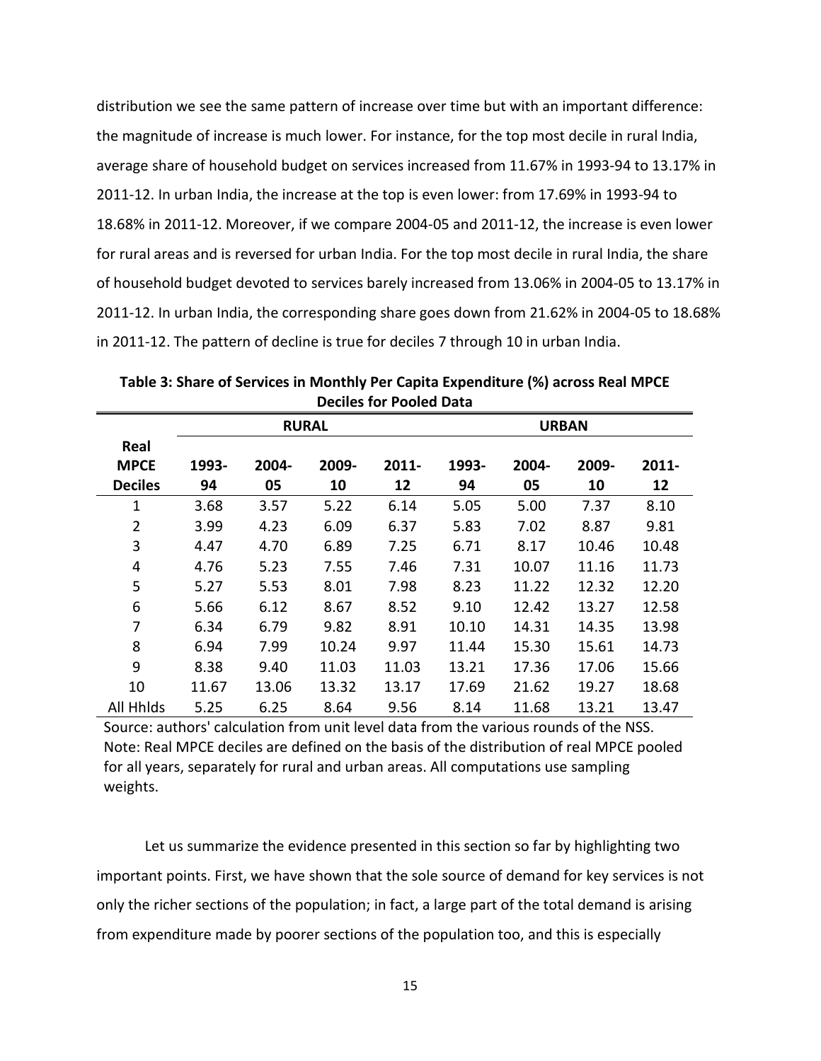distribution we see the same pattern of increase over time but with an important difference: the magnitude of increase is much lower. For instance, for the top most decile in rural India, average share of household budget on services increased from 11.67% in 1993-94 to 13.17% in 2011-12. In urban India, the increase at the top is even lower: from 17.69% in 1993-94 to 18.68% in 2011-12. Moreover, if we compare 2004-05 and 2011-12, the increase is even lower for rural areas and is reversed for urban India. For the top most decile in rural India, the share of household budget devoted to services barely increased from 13.06% in 2004-05 to 13.17% in 2011-12. In urban India, the corresponding share goes down from 21.62% in 2004-05 to 18.68% in 2011-12. The pattern of decline is true for deciles 7 through 10 in urban India.

**Table 3: Share of Services in Monthly Per Capita Expenditure (%) across Real MPCE Deciles for Pooled Data**

| Real MPCE Deciles | RURAL | | | | URBAN | | | |
|---|---|---|---|---|---|---|---|---|
| | 1993-94 | 2004-05 | 2009-10 | 2011-12 | 1993-94 | 2004-05 | 2009-10 | 2011-12 |
| 1 | 3.68 | 3.57 | 5.22 | 6.14 | 5.05 | 5.00 | 7.37 | 8.10 |
| 2 | 3.99 | 4.23 | 6.09 | 6.37 | 5.83 | 7.02 | 8.87 | 9.81 |
| 3 | 4.47 | 4.70 | 6.89 | 7.25 | 6.71 | 8.17 | 10.46 | 10.48 |
| 4 | 4.76 | 5.23 | 7.55 | 7.46 | 7.31 | 10.07 | 11.16 | 11.73 |
| 5 | 5.27 | 5.53 | 8.01 | 7.98 | 8.23 | 11.22 | 12.32 | 12.20 |
| 6 | 5.66 | 6.12 | 8.67 | 8.52 | 9.10 | 12.42 | 13.27 | 12.58 |
| 7 | 6.34 | 6.79 | 9.82 | 8.91 | 10.10 | 14.31 | 14.35 | 13.98 |
| 8 | 6.94 | 7.99 | 10.24 | 9.97 | 11.44 | 15.30 | 15.61 | 14.73 |
| 9 | 8.38 | 9.40 | 11.03 | 11.03 | 13.21 | 17.36 | 17.06 | 15.66 |
| 10 | 11.67 | 13.06 | 13.32 | 13.17 | 17.69 | 21.62 | 19.27 | 18.68 |
| All Hhlds | 5.25 | 6.25 | 8.64 | 9.56 | 8.14 | 11.68 | 13.21 | 13.47 |

Source: authors' calculation from unit level data from the various rounds of the NSS.
Note: Real MPCE deciles are defined on the basis of the distribution of real MPCE pooled for all years, separately for rural and urban areas. All computations use sampling weights.

Let us summarize the evidence presented in this section so far by highlighting two important points. First, we have shown that the sole source of demand for key services is not only the richer sections of the population; in fact, a large part of the total demand is arising from expenditure made by poorer sections of the population too, and this is especially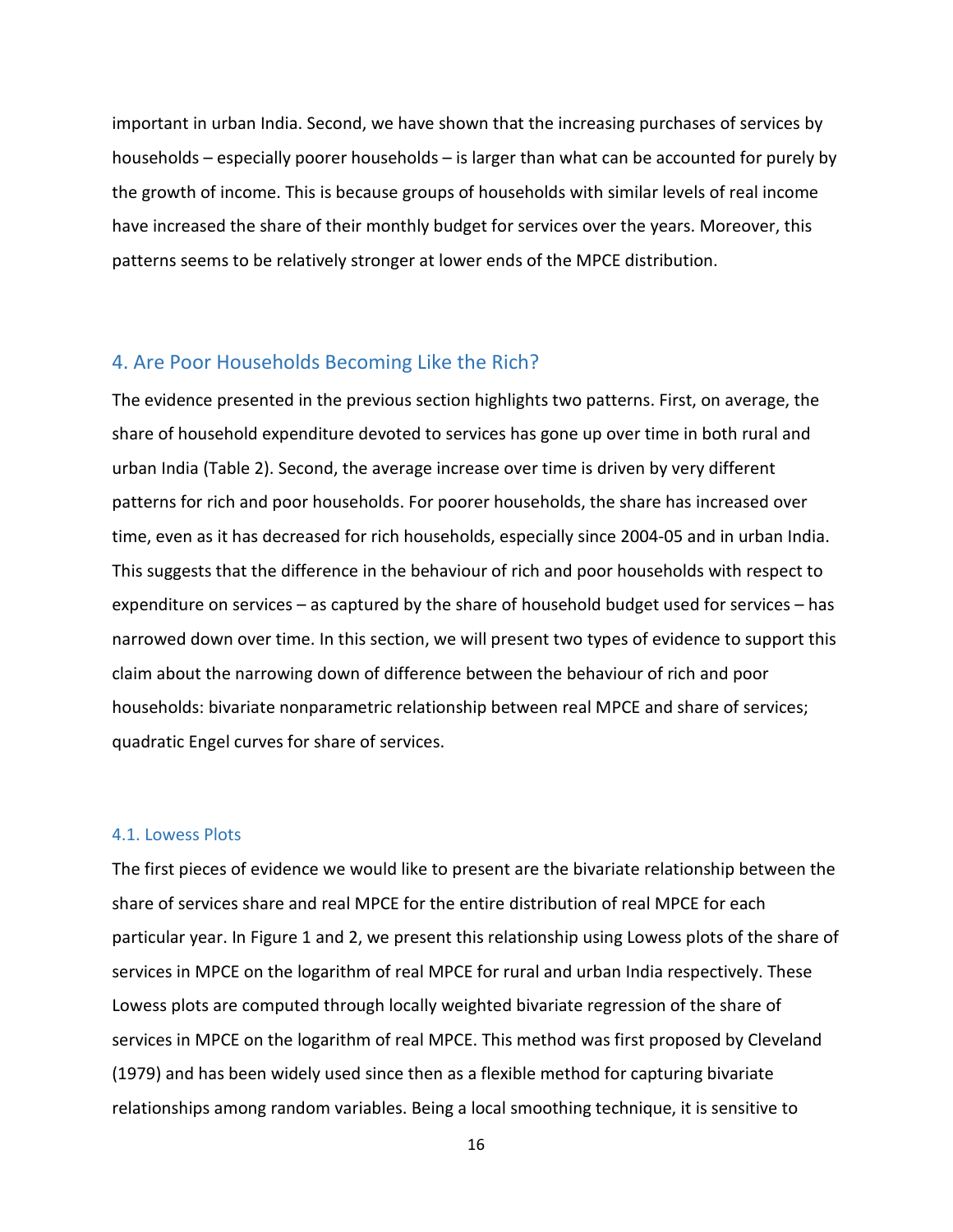important in urban India. Second, we have shown that the increasing purchases of services by households – especially poorer households – is larger than what can be accounted for purely by the growth of income. This is because groups of households with similar levels of real income have increased the share of their monthly budget for services over the years. Moreover, this patterns seems to be relatively stronger at lower ends of the MPCE distribution.

## 4. Are Poor Households Becoming Like the Rich?

The evidence presented in the previous section highlights two patterns. First, on average, the share of household expenditure devoted to services has gone up over time in both rural and urban India (Table 2). Second, the average increase over time is driven by very different patterns for rich and poor households. For poorer households, the share has increased over time, even as it has decreased for rich households, especially since 2004-05 and in urban India. This suggests that the difference in the behaviour of rich and poor households with respect to expenditure on services – as captured by the share of household budget used for services – has narrowed down over time. In this section, we will present two types of evidence to support this claim about the narrowing down of difference between the behaviour of rich and poor households: bivariate nonparametric relationship between real MPCE and share of services; quadratic Engel curves for share of services.

### 4.1. Lowess Plots

The first pieces of evidence we would like to present are the bivariate relationship between the share of services share and real MPCE for the entire distribution of real MPCE for each particular year. In Figure 1 and 2, we present this relationship using Lowess plots of the share of services in MPCE on the logarithm of real MPCE for rural and urban India respectively. These Lowess plots are computed through locally weighted bivariate regression of the share of services in MPCE on the logarithm of real MPCE. This method was first proposed by Cleveland (1979) and has been widely used since then as a flexible method for capturing bivariate relationships among random variables. Being a local smoothing technique, it is sensitive to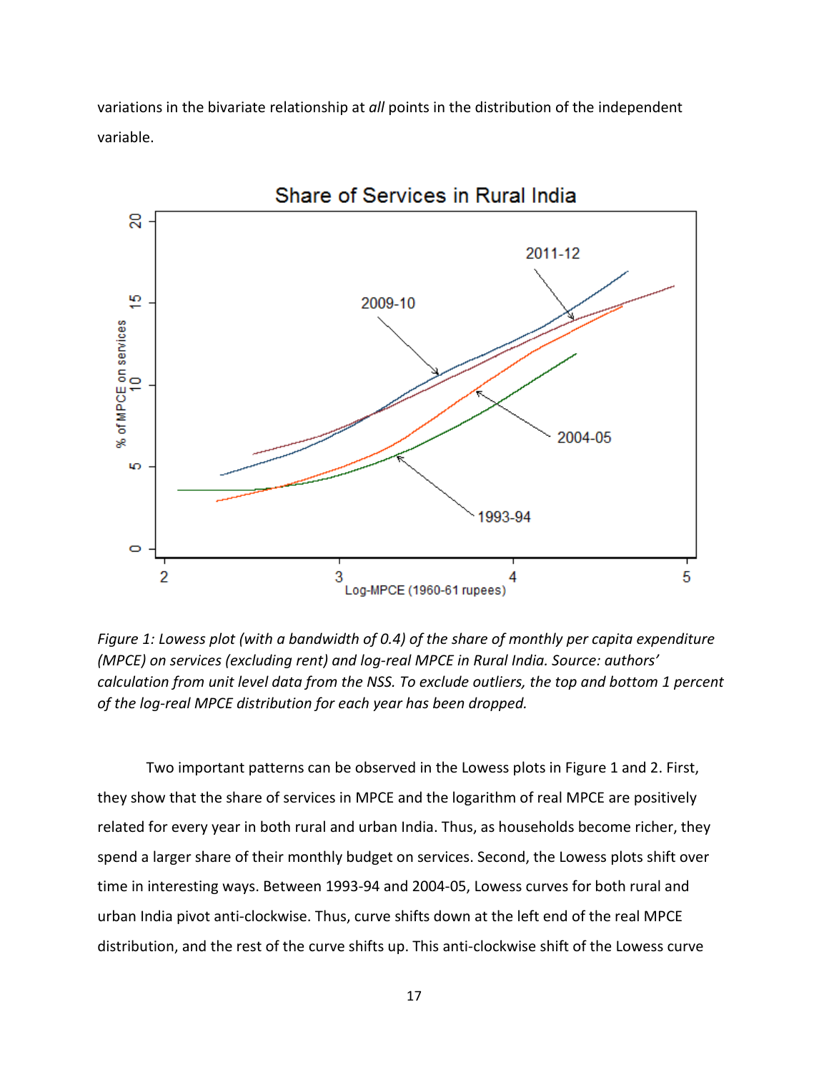variations in the bivariate relationship at *all* points in the distribution of the independent variable.

*Figure 1: Lowess plot (with a bandwidth of 0.4) of the share of monthly per capita expenditure (MPCE) on services (excluding rent) and log-real MPCE in Rural India. Source: authors' calculation from unit level data from the NSS. To exclude outliers, the top and bottom 1 percent of the log-real MPCE distribution for each year has been dropped.*

Two important patterns can be observed in the Lowess plots in Figure 1 and 2. First, they show that the share of services in MPCE and the logarithm of real MPCE are positively related for every year in both rural and urban India. Thus, as households become richer, they spend a larger share of their monthly budget on services. Second, the Lowess plots shift over time in interesting ways. Between 1993-94 and 2004-05, Lowess curves for both rural and urban India pivot anti-clockwise. Thus, curve shifts down at the left end of the real MPCE distribution, and the rest of the curve shifts up. This anti-clockwise shift of the Lowess curve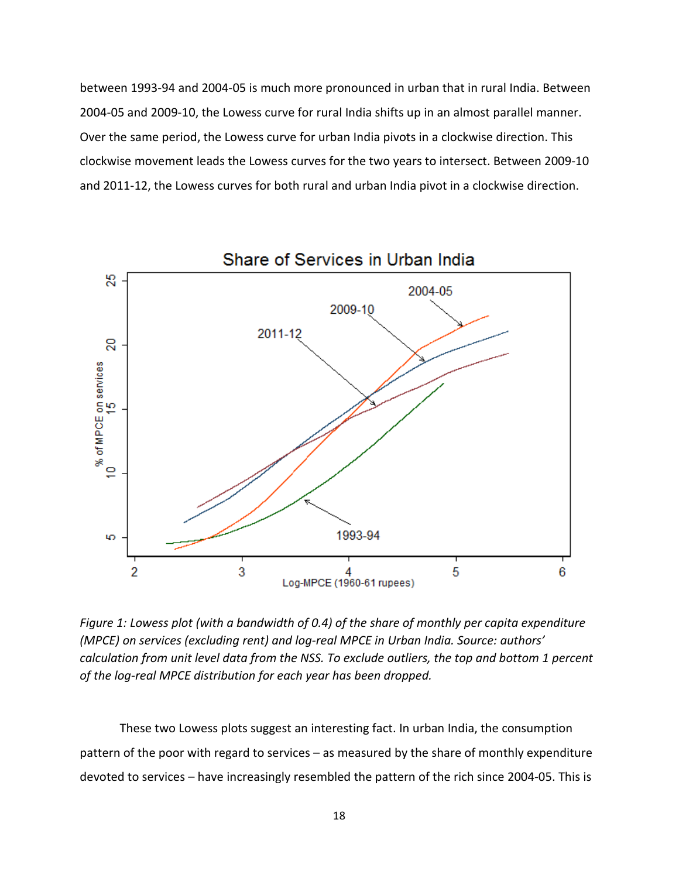between 1993-94 and 2004-05 is much more pronounced in urban that in rural India. Between 2004-05 and 2009-10, the Lowess curve for rural India shifts up in an almost parallel manner. Over the same period, the Lowess curve for urban India pivots in a clockwise direction. This clockwise movement leads the Lowess curves for the two years to intersect. Between 2009-10 and 2011-12, the Lowess curves for both rural and urban India pivot in a clockwise direction.

*Figure 1: Lowess plot (with a bandwidth of 0.4) of the share of monthly per capita expenditure (MPCE) on services (excluding rent) and log-real MPCE in Urban India. Source: authors' calculation from unit level data from the NSS. To exclude outliers, the top and bottom 1 percent of the log-real MPCE distribution for each year has been dropped.*

These two Lowess plots suggest an interesting fact. In urban India, the consumption pattern of the poor with regard to services – as measured by the share of monthly expenditure devoted to services – have increasingly resembled the pattern of the rich since 2004-05. This is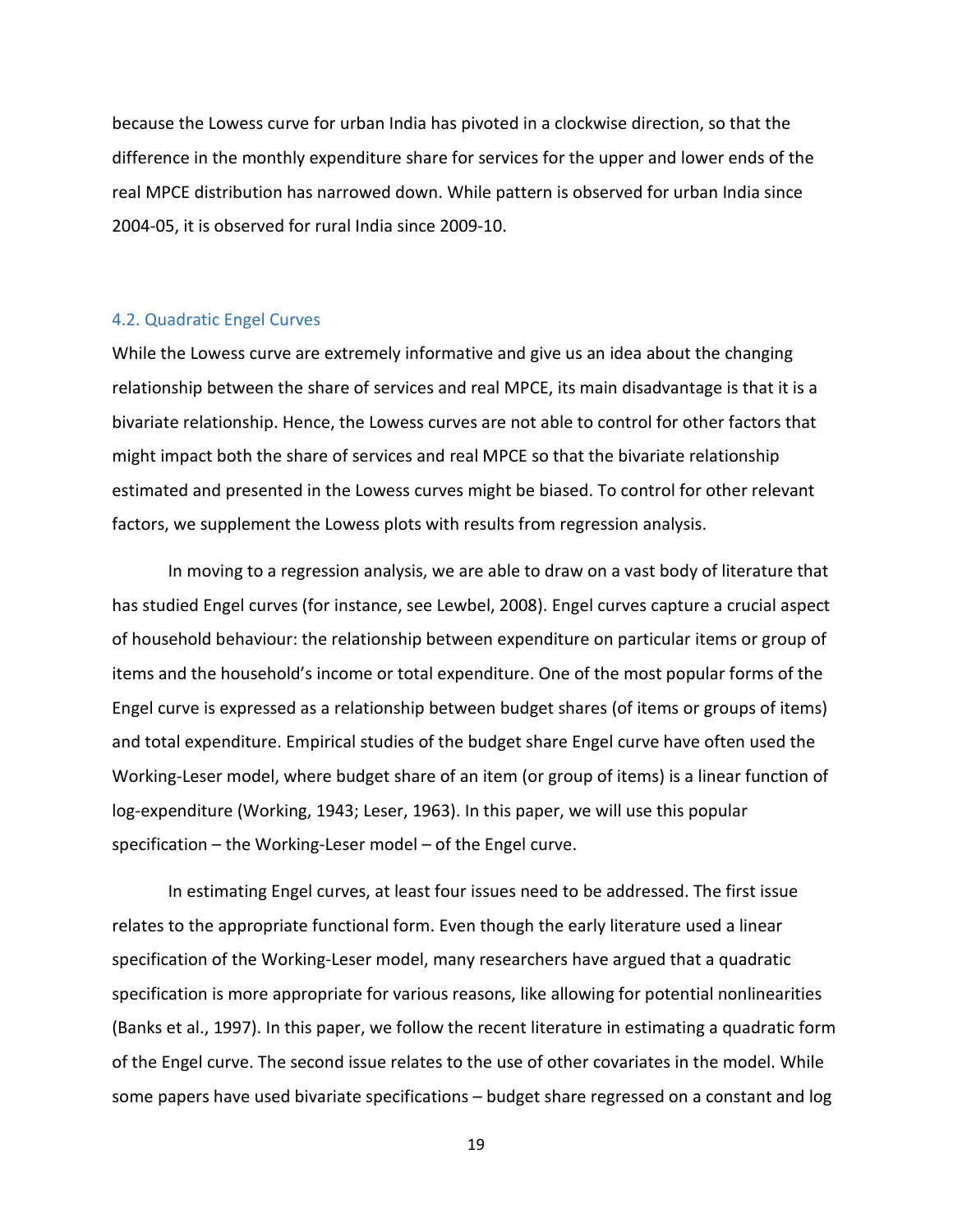because the Lowess curve for urban India has pivoted in a clockwise direction, so that the difference in the monthly expenditure share for services for the upper and lower ends of the real MPCE distribution has narrowed down. While pattern is observed for urban India since 2004-05, it is observed for rural India since 2009-10.

### 4.2. Quadratic Engel Curves

While the Lowess curve are extremely informative and give us an idea about the changing relationship between the share of services and real MPCE, its main disadvantage is that it is a bivariate relationship. Hence, the Lowess curves are not able to control for other factors that might impact both the share of services and real MPCE so that the bivariate relationship estimated and presented in the Lowess curves might be biased. To control for other relevant factors, we supplement the Lowess plots with results from regression analysis.

In moving to a regression analysis, we are able to draw on a vast body of literature that has studied Engel curves (for instance, see Lewbel, 2008). Engel curves capture a crucial aspect of household behaviour: the relationship between expenditure on particular items or group of items and the household's income or total expenditure. One of the most popular forms of the Engel curve is expressed as a relationship between budget shares (of items or groups of items) and total expenditure. Empirical studies of the budget share Engel curve have often used the Working-Leser model, where budget share of an item (or group of items) is a linear function of log-expenditure (Working, 1943; Leser, 1963). In this paper, we will use this popular specification – the Working-Leser model – of the Engel curve.

In estimating Engel curves, at least four issues need to be addressed. The first issue relates to the appropriate functional form. Even though the early literature used a linear specification of the Working-Leser model, many researchers have argued that a quadratic specification is more appropriate for various reasons, like allowing for potential nonlinearities (Banks et al., 1997). In this paper, we follow the recent literature in estimating a quadratic form of the Engel curve. The second issue relates to the use of other covariates in the model. While some papers have used bivariate specifications – budget share regressed on a constant and log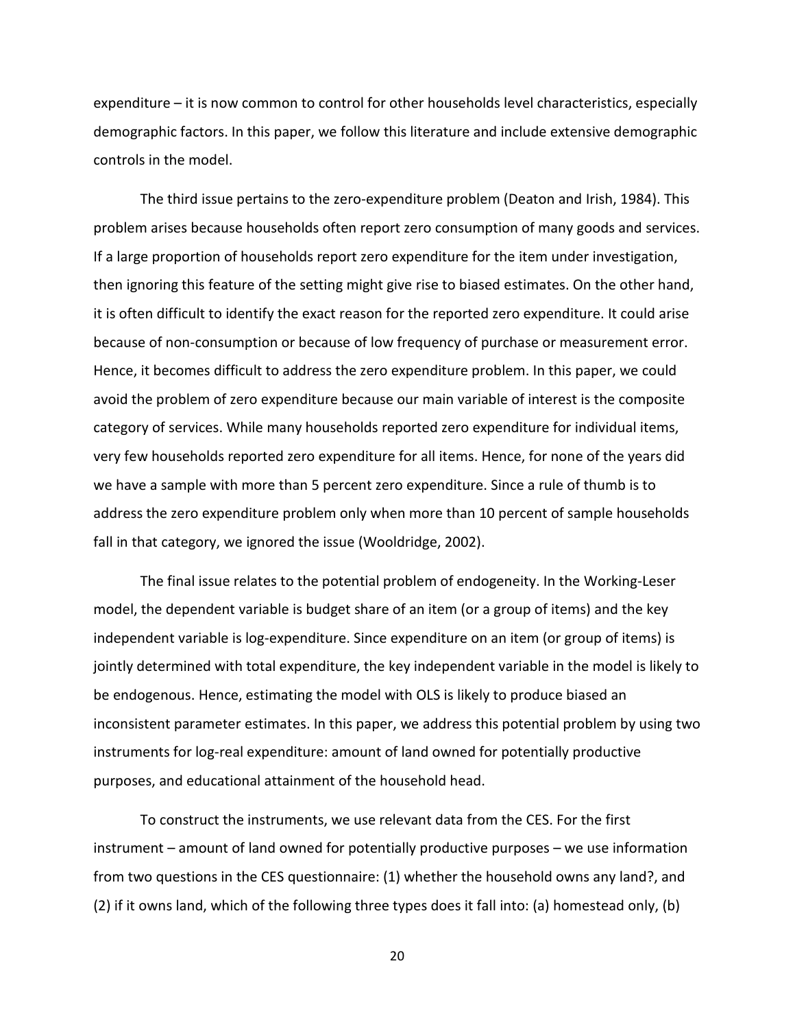expenditure – it is now common to control for other households level characteristics, especially demographic factors. In this paper, we follow this literature and include extensive demographic controls in the model.

The third issue pertains to the zero-expenditure problem (Deaton and Irish, 1984). This problem arises because households often report zero consumption of many goods and services. If a large proportion of households report zero expenditure for the item under investigation, then ignoring this feature of the setting might give rise to biased estimates. On the other hand, it is often difficult to identify the exact reason for the reported zero expenditure. It could arise because of non-consumption or because of low frequency of purchase or measurement error. Hence, it becomes difficult to address the zero expenditure problem. In this paper, we could avoid the problem of zero expenditure because our main variable of interest is the composite category of services. While many households reported zero expenditure for individual items, very few households reported zero expenditure for all items. Hence, for none of the years did we have a sample with more than 5 percent zero expenditure. Since a rule of thumb is to address the zero expenditure problem only when more than 10 percent of sample households fall in that category, we ignored the issue (Wooldridge, 2002).

The final issue relates to the potential problem of endogeneity. In the Working-Leser model, the dependent variable is budget share of an item (or a group of items) and the key independent variable is log-expenditure. Since expenditure on an item (or group of items) is jointly determined with total expenditure, the key independent variable in the model is likely to be endogenous. Hence, estimating the model with OLS is likely to produce biased an inconsistent parameter estimates. In this paper, we address this potential problem by using two instruments for log-real expenditure: amount of land owned for potentially productive purposes, and educational attainment of the household head.

To construct the instruments, we use relevant data from the CES. For the first instrument – amount of land owned for potentially productive purposes – we use information from two questions in the CES questionnaire: (1) whether the household owns any land?, and (2) if it owns land, which of the following three types does it fall into: (a) homestead only, (b)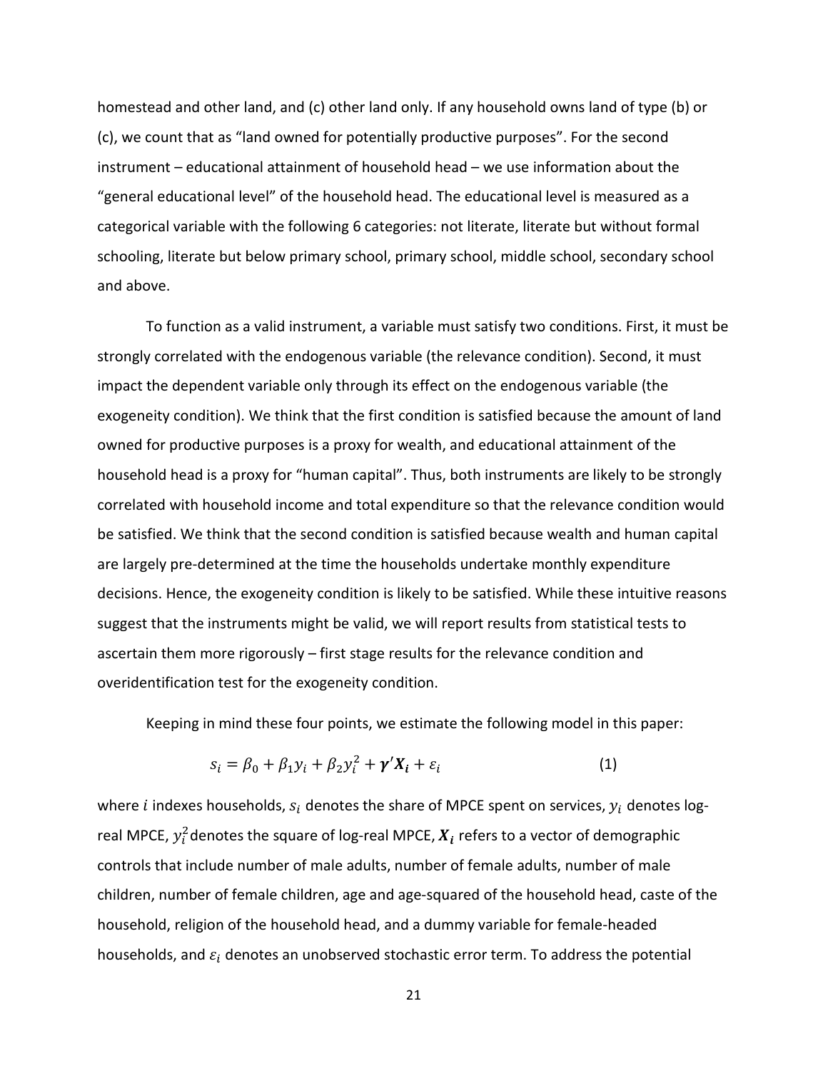homestead and other land, and (c) other land only. If any household owns land of type (b) or (c), we count that as "land owned for potentially productive purposes". For the second instrument – educational attainment of household head – we use information about the "general educational level" of the household head. The educational level is measured as a categorical variable with the following 6 categories: not literate, literate but without formal schooling, literate but below primary school, primary school, middle school, secondary school and above.

To function as a valid instrument, a variable must satisfy two conditions. First, it must be strongly correlated with the endogenous variable (the relevance condition). Second, it must impact the dependent variable only through its effect on the endogenous variable (the exogeneity condition). We think that the first condition is satisfied because the amount of land owned for productive purposes is a proxy for wealth, and educational attainment of the household head is a proxy for "human capital". Thus, both instruments are likely to be strongly correlated with household income and total expenditure so that the relevance condition would be satisfied. We think that the second condition is satisfied because wealth and human capital are largely pre-determined at the time the households undertake monthly expenditure decisions. Hence, the exogeneity condition is likely to be satisfied. While these intuitive reasons suggest that the instruments might be valid, we will report results from statistical tests to ascertain them more rigorously – first stage results for the relevance condition and overidentification test for the exogeneity condition.

Keeping in mind these four points, we estimate the following model in this paper:

$$s_i = \beta_0 + \beta_1 y_i + \beta_2 y_i^2 + \boldsymbol{\gamma}'\boldsymbol{X_i} + \varepsilon_i \qquad (1)$$

where $i$ indexes households, $s_i$ denotes the share of MPCE spent on services, $y_i$ denotes log-real MPCE, $y_i^2$ denotes the square of log-real MPCE, $\boldsymbol{X_i}$ refers to a vector of demographic controls that include number of male adults, number of female adults, number of male children, number of female children, age and age-squared of the household head, caste of the household, religion of the household head, and a dummy variable for female-headed households, and $\varepsilon_i$ denotes an unobserved stochastic error term. To address the potential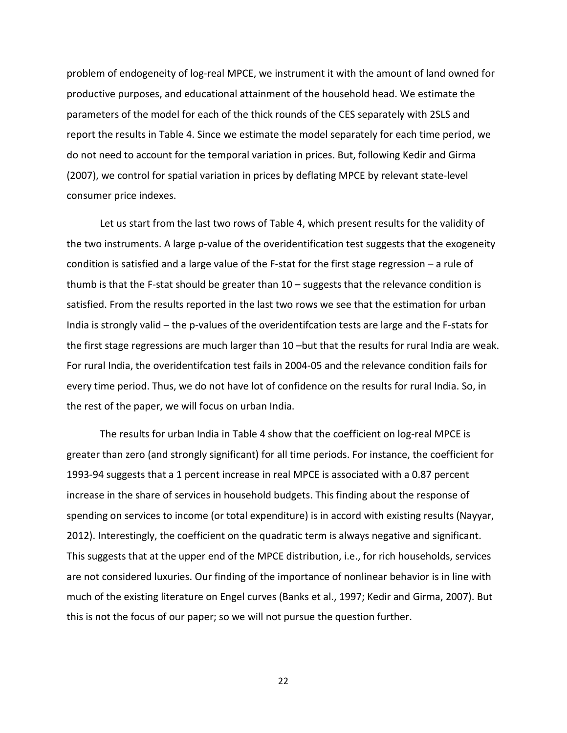problem of endogeneity of log-real MPCE, we instrument it with the amount of land owned for productive purposes, and educational attainment of the household head. We estimate the parameters of the model for each of the thick rounds of the CES separately with 2SLS and report the results in Table 4. Since we estimate the model separately for each time period, we do not need to account for the temporal variation in prices. But, following Kedir and Girma (2007), we control for spatial variation in prices by deflating MPCE by relevant state-level consumer price indexes.

Let us start from the last two rows of Table 4, which present results for the validity of the two instruments. A large p-value of the overidentification test suggests that the exogeneity condition is satisfied and a large value of the F-stat for the first stage regression – a rule of thumb is that the F-stat should be greater than 10 – suggests that the relevance condition is satisfied. From the results reported in the last two rows we see that the estimation for urban India is strongly valid – the p-values of the overidentifcation tests are large and the F-stats for the first stage regressions are much larger than 10 –but that the results for rural India are weak. For rural India, the overidentifcation test fails in 2004-05 and the relevance condition fails for every time period. Thus, we do not have lot of confidence on the results for rural India. So, in the rest of the paper, we will focus on urban India.

The results for urban India in Table 4 show that the coefficient on log-real MPCE is greater than zero (and strongly significant) for all time periods. For instance, the coefficient for 1993-94 suggests that a 1 percent increase in real MPCE is associated with a 0.87 percent increase in the share of services in household budgets. This finding about the response of spending on services to income (or total expenditure) is in accord with existing results (Nayyar, 2012). Interestingly, the coefficient on the quadratic term is always negative and significant. This suggests that at the upper end of the MPCE distribution, i.e., for rich households, services are not considered luxuries. Our finding of the importance of nonlinear behavior is in line with much of the existing literature on Engel curves (Banks et al., 1997; Kedir and Girma, 2007). But this is not the focus of our paper; so we will not pursue the question further.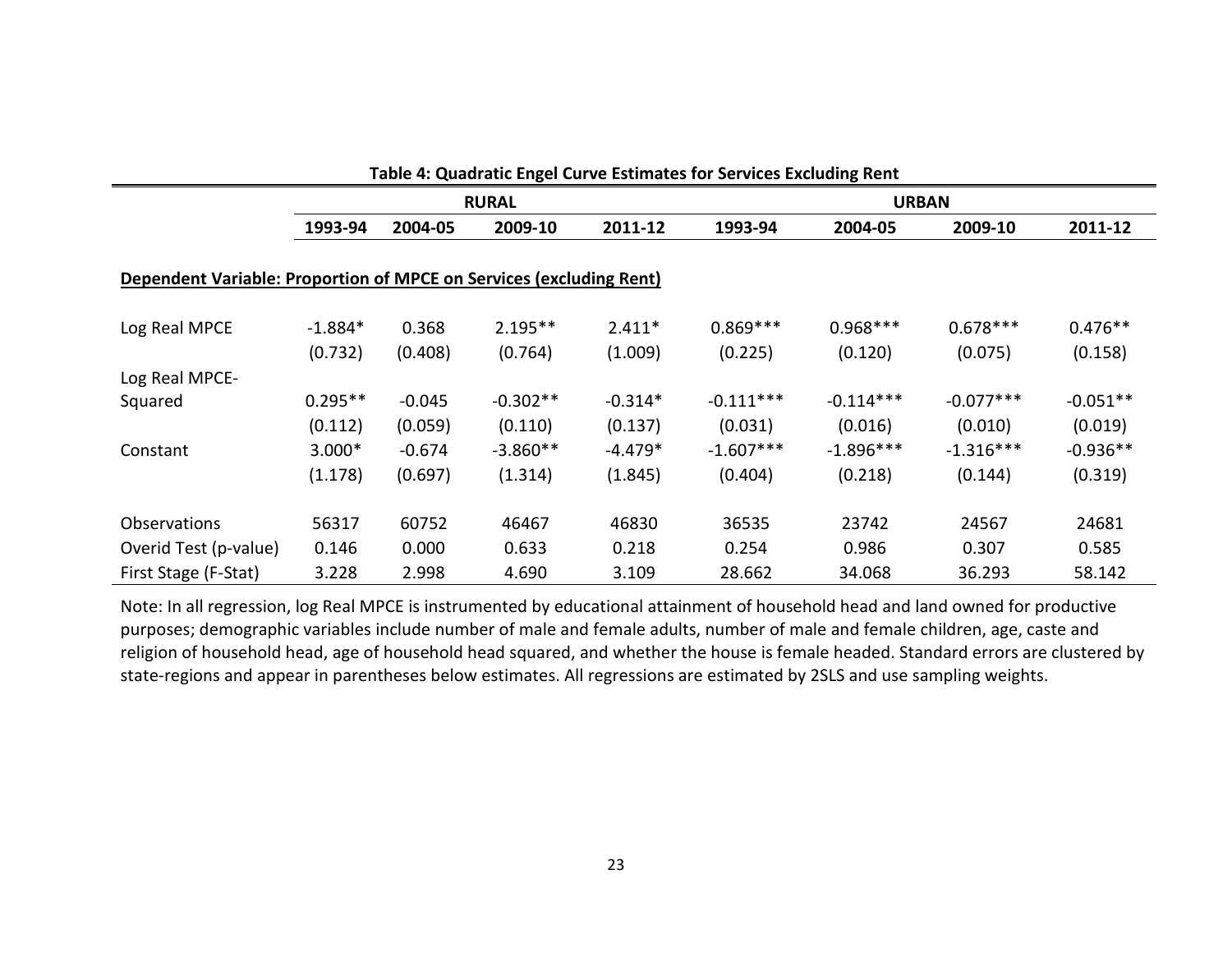**Table 4: Quadratic Engel Curve Estimates for Services Excluding Rent**

| | RURAL | | | | URBAN | | | |
|---|---|---|---|---|---|---|---|---|
| | 1993-94 | 2004-05 | 2009-10 | 2011-12 | 1993-94 | 2004-05 | 2009-10 | 2011-12 |
| **Dependent Variable: Proportion of MPCE on Services (excluding Rent)** | | | | | | | | |
| Log Real MPCE | -1.884* | 0.368 | 2.195** | 2.411* | 0.869*** | 0.968*** | 0.678*** | 0.476** |
| | (0.732) | (0.408) | (0.764) | (1.009) | (0.225) | (0.120) | (0.075) | (0.158) |
| Log Real MPCE-Squared | 0.295** | -0.045 | -0.302** | -0.314* | -0.111*** | -0.114*** | -0.077*** | -0.051** |
| | (0.112) | (0.059) | (0.110) | (0.137) | (0.031) | (0.016) | (0.010) | (0.019) |
| Constant | 3.000* | -0.674 | -3.860** | -4.479* | -1.607*** | -1.896*** | -1.316*** | -0.936** |
| | (1.178) | (0.697) | (1.314) | (1.845) | (0.404) | (0.218) | (0.144) | (0.319) |
| Observations | 56317 | 60752 | 46467 | 46830 | 36535 | 23742 | 24567 | 24681 |
| Overid Test (p-value) | 0.146 | 0.000 | 0.633 | 0.218 | 0.254 | 0.986 | 0.307 | 0.585 |
| First Stage (F-Stat) | 3.228 | 2.998 | 4.690 | 3.109 | 28.662 | 34.068 | 36.293 | 58.142 |

Note: In all regression, log Real MPCE is instrumented by educational attainment of household head and land owned for productive purposes; demographic variables include number of male and female adults, number of male and female children, age, caste and religion of household head, age of household head squared, and whether the house is female headed. Standard errors are clustered by state-regions and appear in parentheses below estimates. All regressions are estimated by 2SLS and use sampling weights.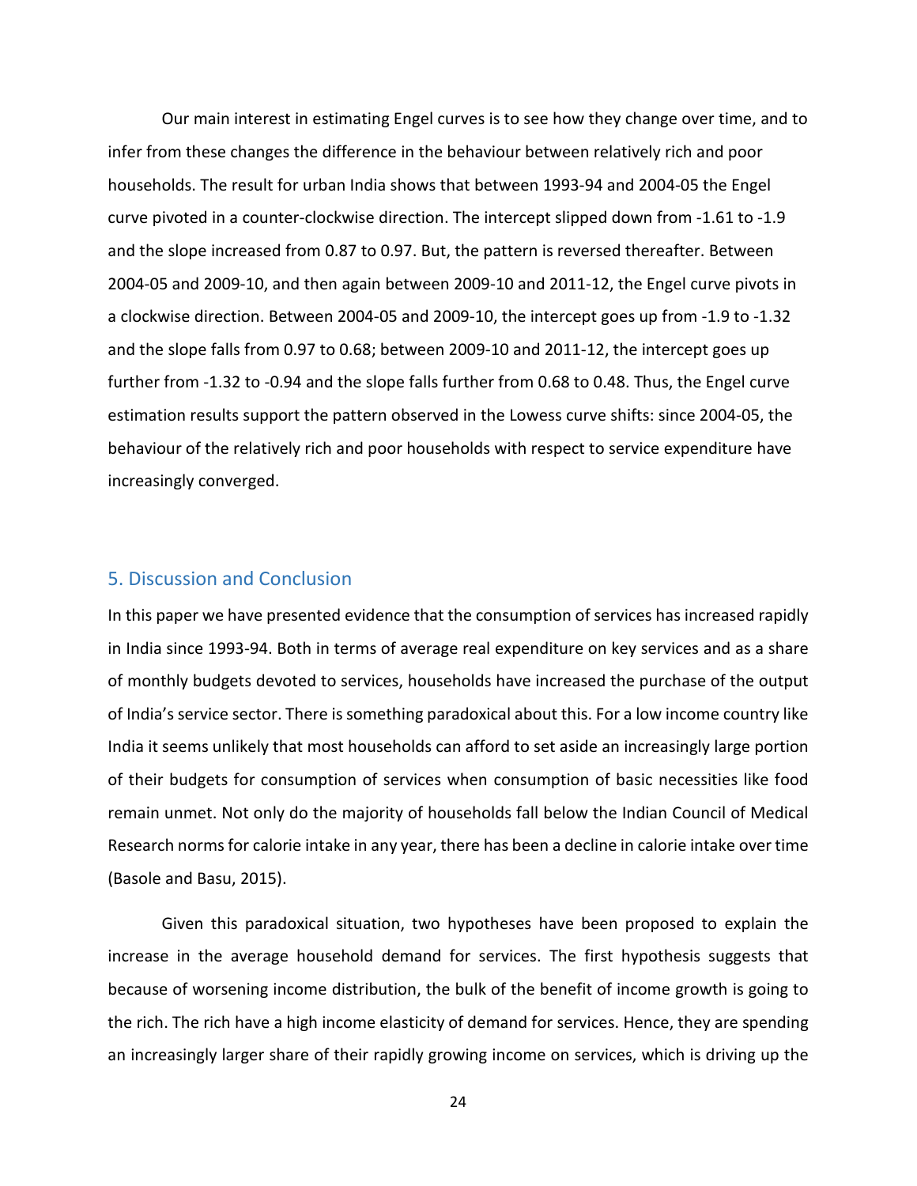Our main interest in estimating Engel curves is to see how they change over time, and to infer from these changes the difference in the behaviour between relatively rich and poor households. The result for urban India shows that between 1993-94 and 2004-05 the Engel curve pivoted in a counter-clockwise direction. The intercept slipped down from -1.61 to -1.9 and the slope increased from 0.87 to 0.97. But, the pattern is reversed thereafter. Between 2004-05 and 2009-10, and then again between 2009-10 and 2011-12, the Engel curve pivots in a clockwise direction. Between 2004-05 and 2009-10, the intercept goes up from -1.9 to -1.32 and the slope falls from 0.97 to 0.68; between 2009-10 and 2011-12, the intercept goes up further from -1.32 to -0.94 and the slope falls further from 0.68 to 0.48. Thus, the Engel curve estimation results support the pattern observed in the Lowess curve shifts: since 2004-05, the behaviour of the relatively rich and poor households with respect to service expenditure have increasingly converged.

## 5. Discussion and Conclusion

In this paper we have presented evidence that the consumption of services has increased rapidly in India since 1993-94. Both in terms of average real expenditure on key services and as a share of monthly budgets devoted to services, households have increased the purchase of the output of India's service sector. There is something paradoxical about this. For a low income country like India it seems unlikely that most households can afford to set aside an increasingly large portion of their budgets for consumption of services when consumption of basic necessities like food remain unmet. Not only do the majority of households fall below the Indian Council of Medical Research norms for calorie intake in any year, there has been a decline in calorie intake over time (Basole and Basu, 2015).

Given this paradoxical situation, two hypotheses have been proposed to explain the increase in the average household demand for services. The first hypothesis suggests that because of worsening income distribution, the bulk of the benefit of income growth is going to the rich. The rich have a high income elasticity of demand for services. Hence, they are spending an increasingly larger share of their rapidly growing income on services, which is driving up the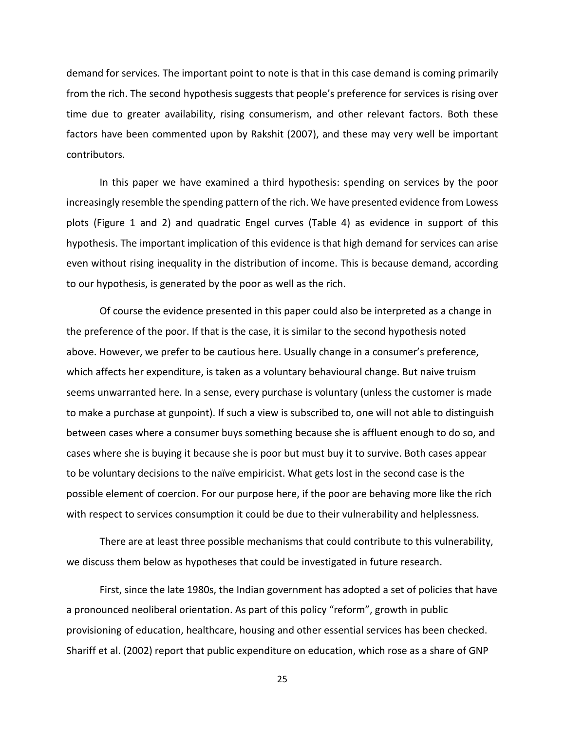demand for services. The important point to note is that in this case demand is coming primarily from the rich. The second hypothesis suggests that people's preference for services is rising over time due to greater availability, rising consumerism, and other relevant factors. Both these factors have been commented upon by Rakshit (2007), and these may very well be important contributors.

In this paper we have examined a third hypothesis: spending on services by the poor increasingly resemble the spending pattern of the rich. We have presented evidence from Lowess plots (Figure 1 and 2) and quadratic Engel curves (Table 4) as evidence in support of this hypothesis. The important implication of this evidence is that high demand for services can arise even without rising inequality in the distribution of income. This is because demand, according to our hypothesis, is generated by the poor as well as the rich.

Of course the evidence presented in this paper could also be interpreted as a change in the preference of the poor. If that is the case, it is similar to the second hypothesis noted above. However, we prefer to be cautious here. Usually change in a consumer's preference, which affects her expenditure, is taken as a voluntary behavioural change. But naive truism seems unwarranted here. In a sense, every purchase is voluntary (unless the customer is made to make a purchase at gunpoint). If such a view is subscribed to, one will not able to distinguish between cases where a consumer buys something because she is affluent enough to do so, and cases where she is buying it because she is poor but must buy it to survive. Both cases appear to be voluntary decisions to the naïve empiricist. What gets lost in the second case is the possible element of coercion. For our purpose here, if the poor are behaving more like the rich with respect to services consumption it could be due to their vulnerability and helplessness.

There are at least three possible mechanisms that could contribute to this vulnerability, we discuss them below as hypotheses that could be investigated in future research.

First, since the late 1980s, the Indian government has adopted a set of policies that have a pronounced neoliberal orientation. As part of this policy "reform", growth in public provisioning of education, healthcare, housing and other essential services has been checked. Shariff et al. (2002) report that public expenditure on education, which rose as a share of GNP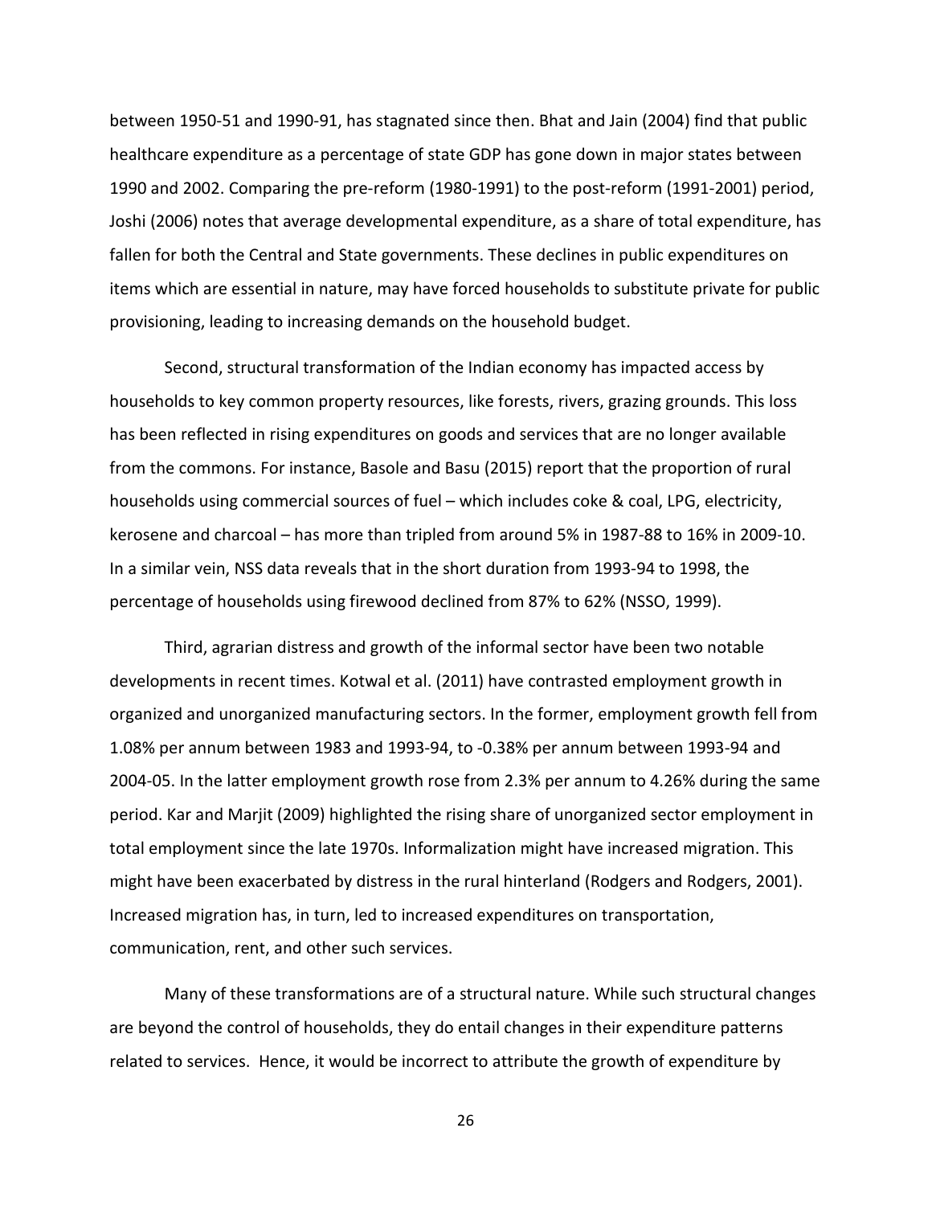between 1950-51 and 1990-91, has stagnated since then. Bhat and Jain (2004) find that public healthcare expenditure as a percentage of state GDP has gone down in major states between 1990 and 2002. Comparing the pre-reform (1980-1991) to the post-reform (1991-2001) period, Joshi (2006) notes that average developmental expenditure, as a share of total expenditure, has fallen for both the Central and State governments. These declines in public expenditures on items which are essential in nature, may have forced households to substitute private for public provisioning, leading to increasing demands on the household budget.

Second, structural transformation of the Indian economy has impacted access by households to key common property resources, like forests, rivers, grazing grounds. This loss has been reflected in rising expenditures on goods and services that are no longer available from the commons. For instance, Basole and Basu (2015) report that the proportion of rural households using commercial sources of fuel – which includes coke & coal, LPG, electricity, kerosene and charcoal – has more than tripled from around 5% in 1987-88 to 16% in 2009-10. In a similar vein, NSS data reveals that in the short duration from 1993-94 to 1998, the percentage of households using firewood declined from 87% to 62% (NSSO, 1999).

Third, agrarian distress and growth of the informal sector have been two notable developments in recent times. Kotwal et al. (2011) have contrasted employment growth in organized and unorganized manufacturing sectors. In the former, employment growth fell from 1.08% per annum between 1983 and 1993-94, to -0.38% per annum between 1993-94 and 2004-05. In the latter employment growth rose from 2.3% per annum to 4.26% during the same period. Kar and Marjit (2009) highlighted the rising share of unorganized sector employment in total employment since the late 1970s. Informalization might have increased migration. This might have been exacerbated by distress in the rural hinterland (Rodgers and Rodgers, 2001). Increased migration has, in turn, led to increased expenditures on transportation, communication, rent, and other such services.

Many of these transformations are of a structural nature. While such structural changes are beyond the control of households, they do entail changes in their expenditure patterns related to services. Hence, it would be incorrect to attribute the growth of expenditure by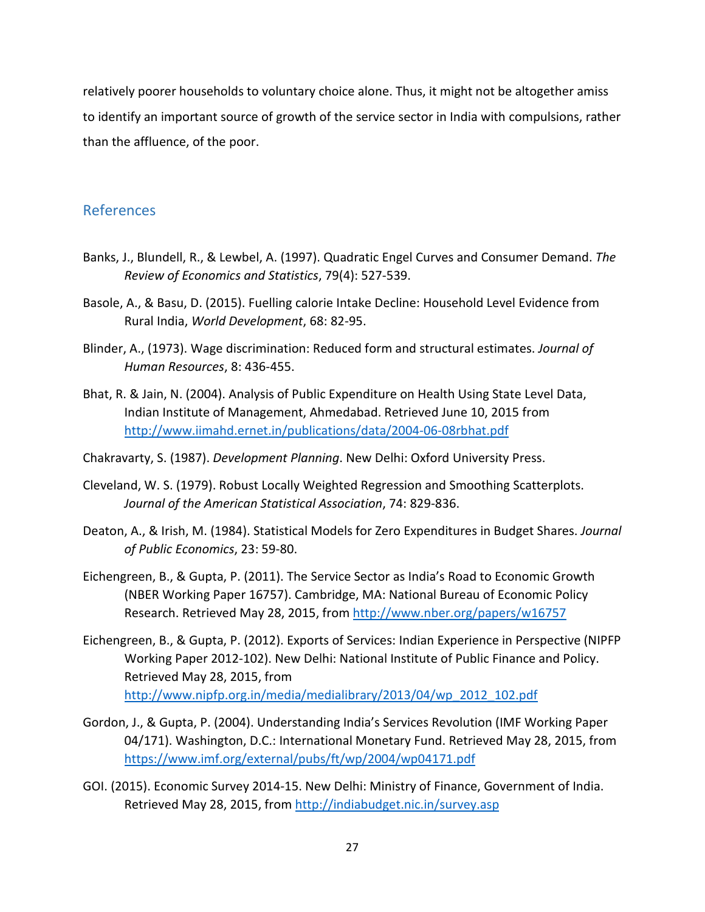relatively poorer households to voluntary choice alone. Thus, it might not be altogether amiss to identify an important source of growth of the service sector in India with compulsions, rather than the affluence, of the poor.

## References

Banks, J., Blundell, R., & Lewbel, A. (1997). Quadratic Engel Curves and Consumer Demand. *The Review of Economics and Statistics*, 79(4): 527-539.

Basole, A., & Basu, D. (2015). Fuelling calorie Intake Decline: Household Level Evidence from Rural India, *World Development*, 68: 82-95.

Blinder, A., (1973). Wage discrimination: Reduced form and structural estimates. *Journal of Human Resources*, 8: 436-455.

Bhat, R. & Jain, N. (2004). Analysis of Public Expenditure on Health Using State Level Data, Indian Institute of Management, Ahmedabad. Retrieved June 10, 2015 from http://www.iimahd.ernet.in/publications/data/2004-06-08rbhat.pdf

Chakravarty, S. (1987). *Development Planning*. New Delhi: Oxford University Press.

Cleveland, W. S. (1979). Robust Locally Weighted Regression and Smoothing Scatterplots. *Journal of the American Statistical Association*, 74: 829-836.

Deaton, A., & Irish, M. (1984). Statistical Models for Zero Expenditures in Budget Shares. *Journal of Public Economics*, 23: 59-80.

Eichengreen, B., & Gupta, P. (2011). The Service Sector as India's Road to Economic Growth (NBER Working Paper 16757). Cambridge, MA: National Bureau of Economic Policy Research. Retrieved May 28, 2015, from http://www.nber.org/papers/w16757

Eichengreen, B., & Gupta, P. (2012). Exports of Services: Indian Experience in Perspective (NIPFP Working Paper 2012-102). New Delhi: National Institute of Public Finance and Policy. Retrieved May 28, 2015, from http://www.nipfp.org.in/media/medialibrary/2013/04/wp_2012_102.pdf

Gordon, J., & Gupta, P. (2004). Understanding India's Services Revolution (IMF Working Paper 04/171). Washington, D.C.: International Monetary Fund. Retrieved May 28, 2015, from https://www.imf.org/external/pubs/ft/wp/2004/wp04171.pdf

GOI. (2015). Economic Survey 2014-15. New Delhi: Ministry of Finance, Government of India. Retrieved May 28, 2015, from http://indiabudget.nic.in/survey.asp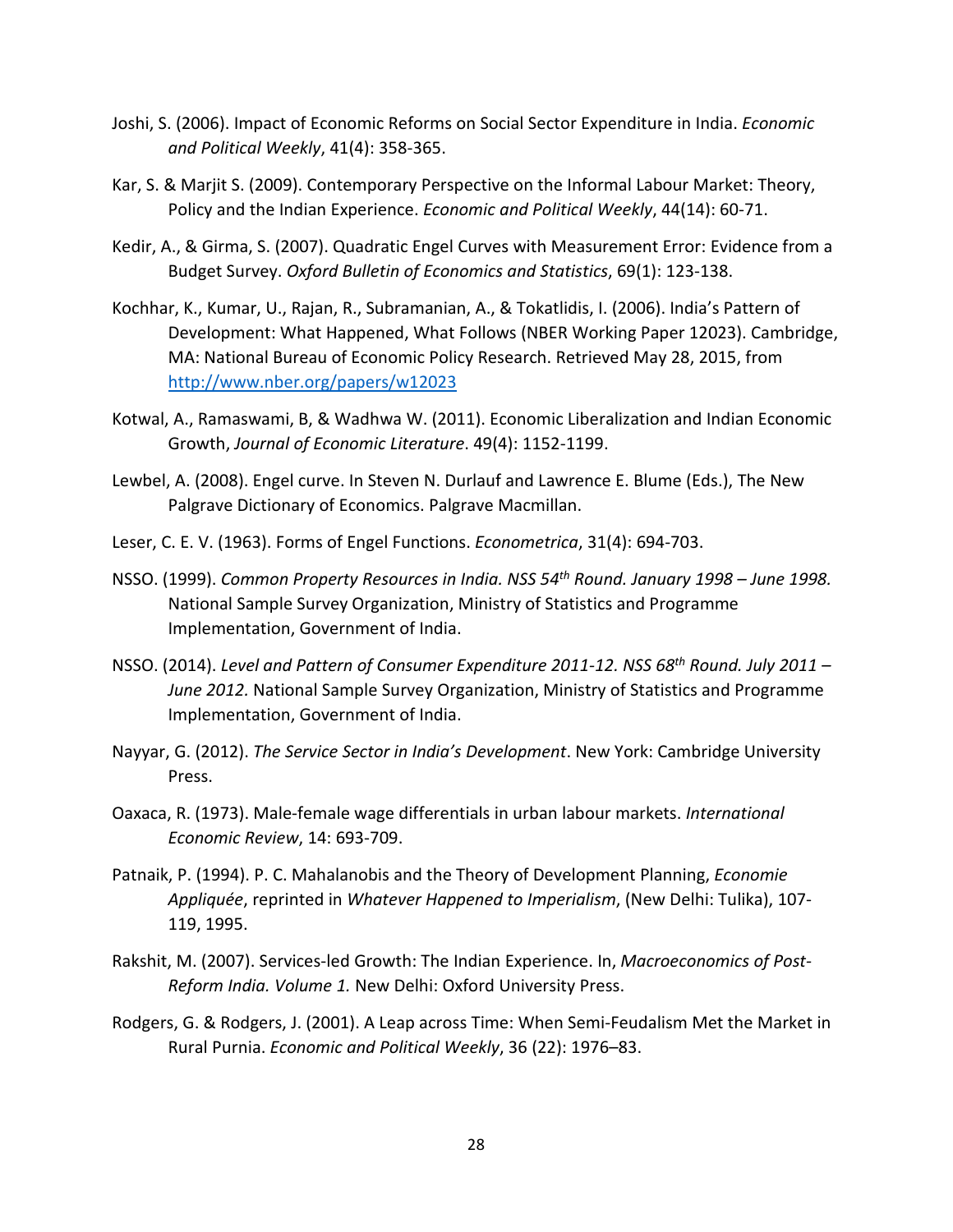Joshi, S. (2006). Impact of Economic Reforms on Social Sector Expenditure in India. *Economic and Political Weekly*, 41(4): 358-365.

Kar, S. & Marjit S. (2009). Contemporary Perspective on the Informal Labour Market: Theory, Policy and the Indian Experience. *Economic and Political Weekly*, 44(14): 60-71.

Kedir, A., & Girma, S. (2007). Quadratic Engel Curves with Measurement Error: Evidence from a Budget Survey. *Oxford Bulletin of Economics and Statistics*, 69(1): 123-138.

Kochhar, K., Kumar, U., Rajan, R., Subramanian, A., & Tokatlidis, I. (2006). India's Pattern of Development: What Happened, What Follows (NBER Working Paper 12023). Cambridge, MA: National Bureau of Economic Policy Research. Retrieved May 28, 2015, from http://www.nber.org/papers/w12023

Kotwal, A., Ramaswami, B, & Wadhwa W. (2011). Economic Liberalization and Indian Economic Growth, *Journal of Economic Literature*. 49(4): 1152-1199.

Lewbel, A. (2008). Engel curve. In Steven N. Durlauf and Lawrence E. Blume (Eds.), The New Palgrave Dictionary of Economics. Palgrave Macmillan.

Leser, C. E. V. (1963). Forms of Engel Functions. *Econometrica*, 31(4): 694-703.

NSSO. (1999). *Common Property Resources in India. NSS 54th Round. January 1998 – June 1998.* National Sample Survey Organization, Ministry of Statistics and Programme Implementation, Government of India.

NSSO. (2014). *Level and Pattern of Consumer Expenditure 2011-12. NSS 68th Round. July 2011 – June 2012.* National Sample Survey Organization, Ministry of Statistics and Programme Implementation, Government of India.

Nayyar, G. (2012). *The Service Sector in India's Development*. New York: Cambridge University Press.

Oaxaca, R. (1973). Male-female wage differentials in urban labour markets. *International Economic Review*, 14: 693-709.

Patnaik, P. (1994). P. C. Mahalanobis and the Theory of Development Planning, *Economie Appliquée*, reprinted in *Whatever Happened to Imperialism*, (New Delhi: Tulika), 107-119, 1995.

Rakshit, M. (2007). Services-led Growth: The Indian Experience. In, *Macroeconomics of Post-Reform India. Volume 1.* New Delhi: Oxford University Press.

Rodgers, G. & Rodgers, J. (2001). A Leap across Time: When Semi-Feudalism Met the Market in Rural Purnia. *Economic and Political Weekly*, 36 (22): 1976–83.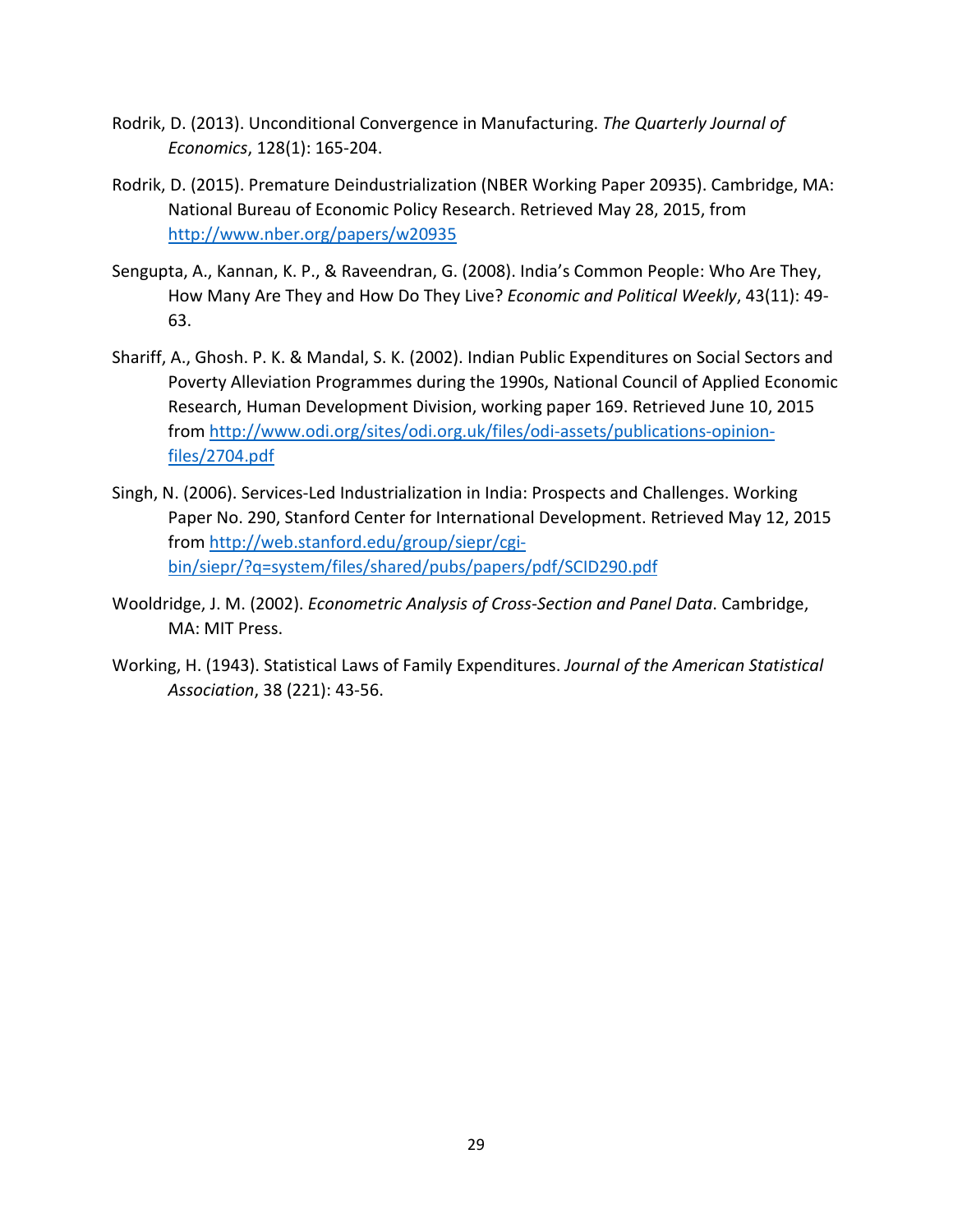Rodrik, D. (2013). Unconditional Convergence in Manufacturing. *The Quarterly Journal of Economics*, 128(1): 165-204.

Rodrik, D. (2015). Premature Deindustrialization (NBER Working Paper 20935). Cambridge, MA: National Bureau of Economic Policy Research. Retrieved May 28, 2015, from http://www.nber.org/papers/w20935

Sengupta, A., Kannan, K. P., & Raveendran, G. (2008). India's Common People: Who Are They, How Many Are They and How Do They Live? *Economic and Political Weekly*, 43(11): 49-63.

Shariff, A., Ghosh. P. K. & Mandal, S. K. (2002). Indian Public Expenditures on Social Sectors and Poverty Alleviation Programmes during the 1990s, National Council of Applied Economic Research, Human Development Division, working paper 169. Retrieved June 10, 2015 from http://www.odi.org/sites/odi.org.uk/files/odi-assets/publications-opinion-files/2704.pdf

Singh, N. (2006). Services-Led Industrialization in India: Prospects and Challenges. Working Paper No. 290, Stanford Center for International Development. Retrieved May 12, 2015 from http://web.stanford.edu/group/siepr/cgi-bin/siepr/?q=system/files/shared/pubs/papers/pdf/SCID290.pdf

Wooldridge, J. M. (2002). *Econometric Analysis of Cross-Section and Panel Data*. Cambridge, MA: MIT Press.

Working, H. (1943). Statistical Laws of Family Expenditures. *Journal of the American Statistical Association*, 38 (221): 43-56.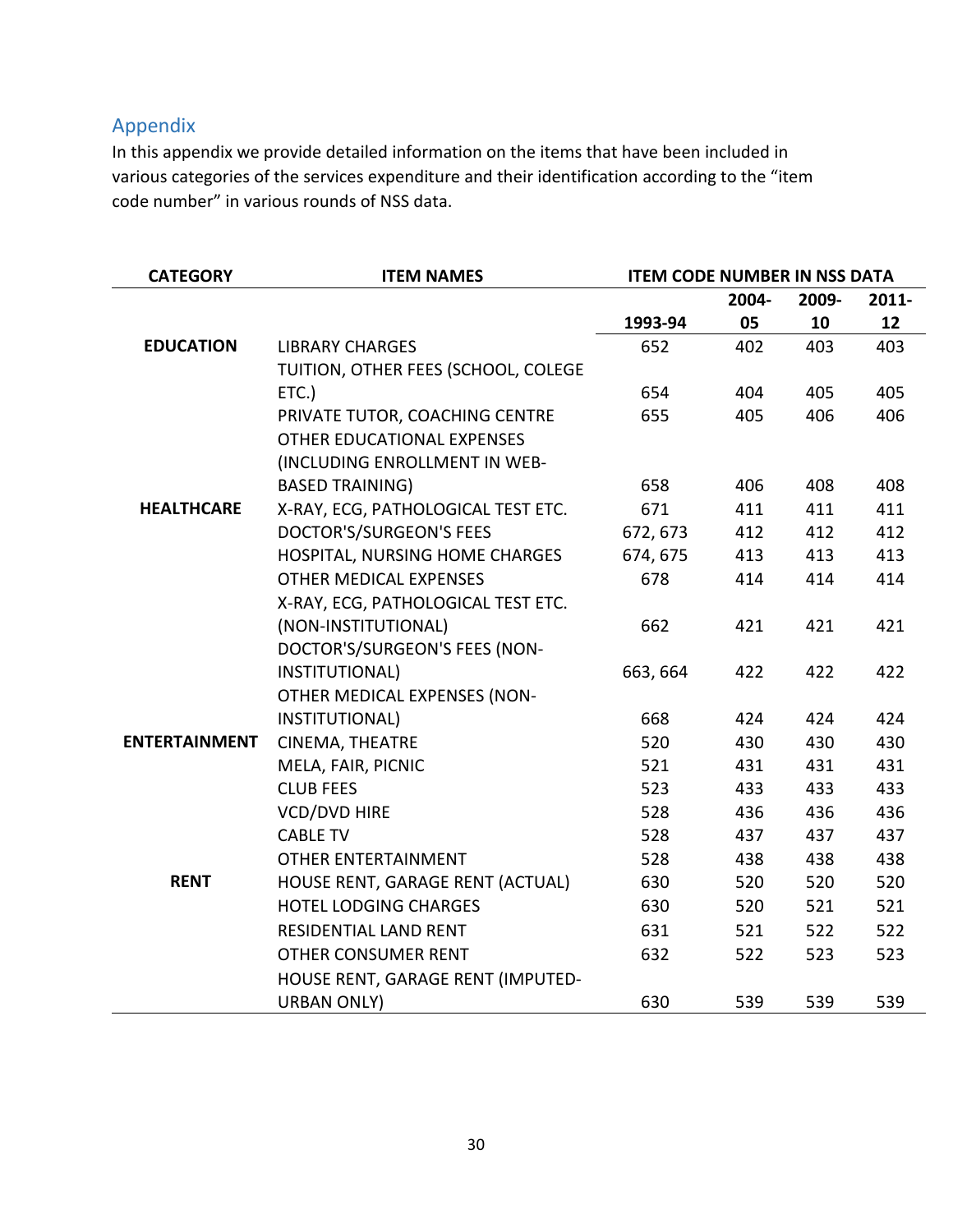## Appendix

In this appendix we provide detailed information on the items that have been included in various categories of the services expenditure and their identification according to the "item code number" in various rounds of NSS data.

| CATEGORY | ITEM NAMES | ITEM CODE NUMBER IN NSS DATA | | | |
|---|---|---|---|---|---|
| | | 1993-94 | 2004-05 | 2009-10 | 2011-12 |
| **EDUCATION** | LIBRARY CHARGES | 652 | 402 | 403 | 403 |
| | TUITION, OTHER FEES (SCHOOL, COLEGE ETC.) | 654 | 404 | 405 | 405 |
| | PRIVATE TUTOR, COACHING CENTRE | 655 | 405 | 406 | 406 |
| | OTHER EDUCATIONAL EXPENSES (INCLUDING ENROLLMENT IN WEB-BASED TRAINING) | 658 | 406 | 408 | 408 |
| **HEALTHCARE** | X-RAY, ECG, PATHOLOGICAL TEST ETC. | 671 | 411 | 411 | 411 |
| | DOCTOR'S/SURGEON'S FEES | 672, 673 | 412 | 412 | 412 |
| | HOSPITAL, NURSING HOME CHARGES | 674, 675 | 413 | 413 | 413 |
| | OTHER MEDICAL EXPENSES | 678 | 414 | 414 | 414 |
| | X-RAY, ECG, PATHOLOGICAL TEST ETC. (NON-INSTITUTIONAL) | 662 | 421 | 421 | 421 |
| | DOCTOR'S/SURGEON'S FEES (NON-INSTITUTIONAL) | 663, 664 | 422 | 422 | 422 |
| | OTHER MEDICAL EXPENSES (NON-INSTITUTIONAL) | 668 | 424 | 424 | 424 |
| **ENTERTAINMENT** | CINEMA, THEATRE | 520 | 430 | 430 | 430 |
| | MELA, FAIR, PICNIC | 521 | 431 | 431 | 431 |
| | CLUB FEES | 523 | 433 | 433 | 433 |
| | VCD/DVD HIRE | 528 | 436 | 436 | 436 |
| | CABLE TV | 528 | 437 | 437 | 437 |
| | OTHER ENTERTAINMENT | 528 | 438 | 438 | 438 |
| **RENT** | HOUSE RENT, GARAGE RENT (ACTUAL) | 630 | 520 | 520 | 520 |
| | HOTEL LODGING CHARGES | 630 | 520 | 521 | 521 |
| | RESIDENTIAL LAND RENT | 631 | 521 | 522 | 522 |
| | OTHER CONSUMER RENT | 632 | 522 | 523 | 523 |
| | HOUSE RENT, GARAGE RENT (IMPUTED-URBAN ONLY) | 630 | 539 | 539 | 539 |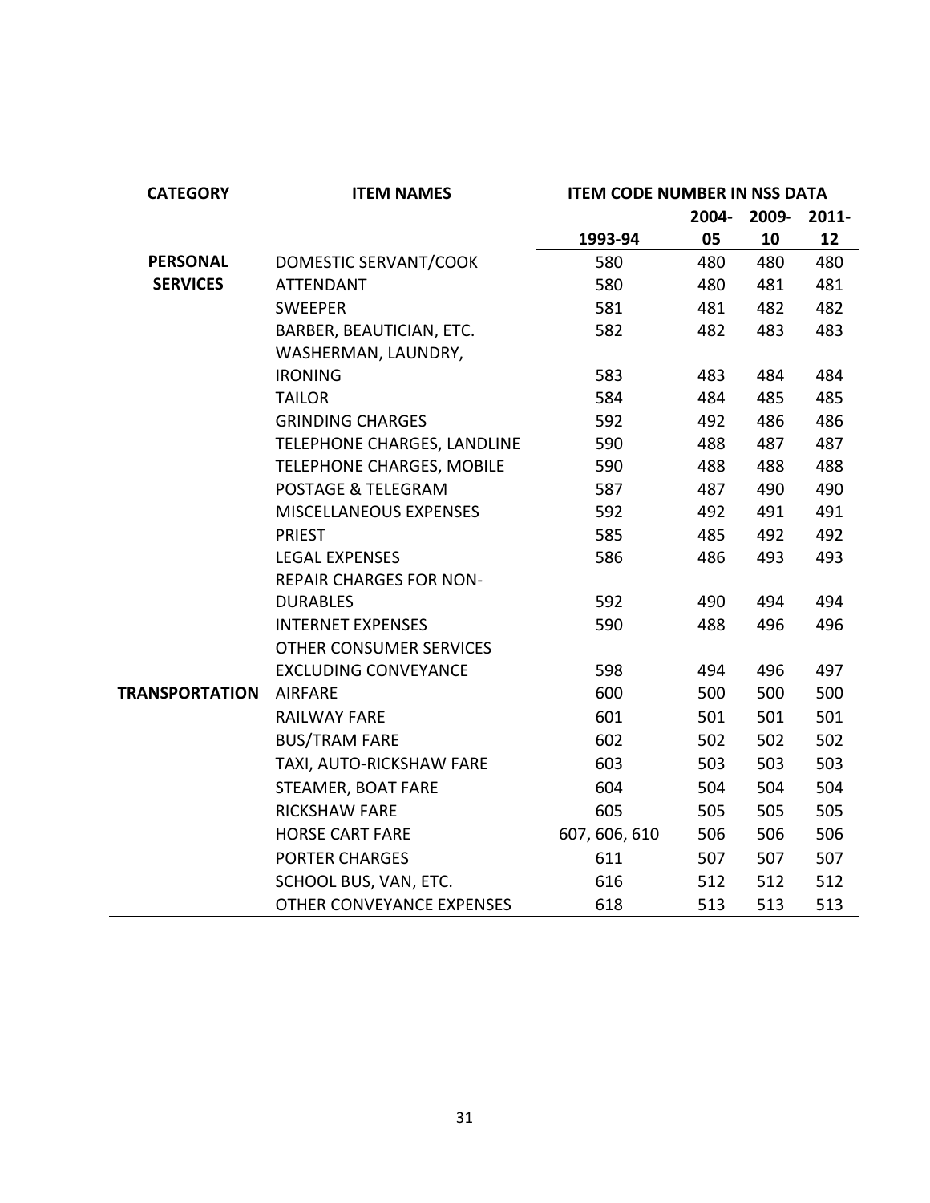| CATEGORY | ITEM NAMES | ITEM CODE NUMBER IN NSS DATA | | | |
|---|---|---|---|---|---|
| | | 1993-94 | 2004-05 | 2009-10 | 2011-12 |
| **PERSONAL SERVICES** | DOMESTIC SERVANT/COOK | 580 | 480 | 480 | 480 |
| | ATTENDANT | 580 | 480 | 481 | 481 |
| | SWEEPER | 581 | 481 | 482 | 482 |
| | BARBER, BEAUTICIAN, ETC. | 582 | 482 | 483 | 483 |
| | WASHERMAN, LAUNDRY, IRONING | 583 | 483 | 484 | 484 |
| | TAILOR | 584 | 484 | 485 | 485 |
| | GRINDING CHARGES | 592 | 492 | 486 | 486 |
| | TELEPHONE CHARGES, LANDLINE | 590 | 488 | 487 | 487 |
| | TELEPHONE CHARGES, MOBILE | 590 | 488 | 488 | 488 |
| | POSTAGE & TELEGRAM | 587 | 487 | 490 | 490 |
| | MISCELLANEOUS EXPENSES | 592 | 492 | 491 | 491 |
| | PRIEST | 585 | 485 | 492 | 492 |
| | LEGAL EXPENSES | 586 | 486 | 493 | 493 |
| | REPAIR CHARGES FOR NON-DURABLES | 592 | 490 | 494 | 494 |
| | INTERNET EXPENSES | 590 | 488 | 496 | 496 |
| | OTHER CONSUMER SERVICES EXCLUDING CONVEYANCE | 598 | 494 | 496 | 497 |
| **TRANSPORTATION** | AIRFARE | 600 | 500 | 500 | 500 |
| | RAILWAY FARE | 601 | 501 | 501 | 501 |
| | BUS/TRAM FARE | 602 | 502 | 502 | 502 |
| | TAXI, AUTO-RICKSHAW FARE | 603 | 503 | 503 | 503 |
| | STEAMER, BOAT FARE | 604 | 504 | 504 | 504 |
| | RICKSHAW FARE | 605 | 505 | 505 | 505 |
| | HORSE CART FARE | 607, 606, 610 | 506 | 506 | 506 |
| | PORTER CHARGES | 611 | 507 | 507 | 507 |
| | SCHOOL BUS, VAN, ETC. | 616 | 512 | 512 | 512 |
| | OTHER CONVEYANCE EXPENSES | 618 | 513 | 513 | 513 |